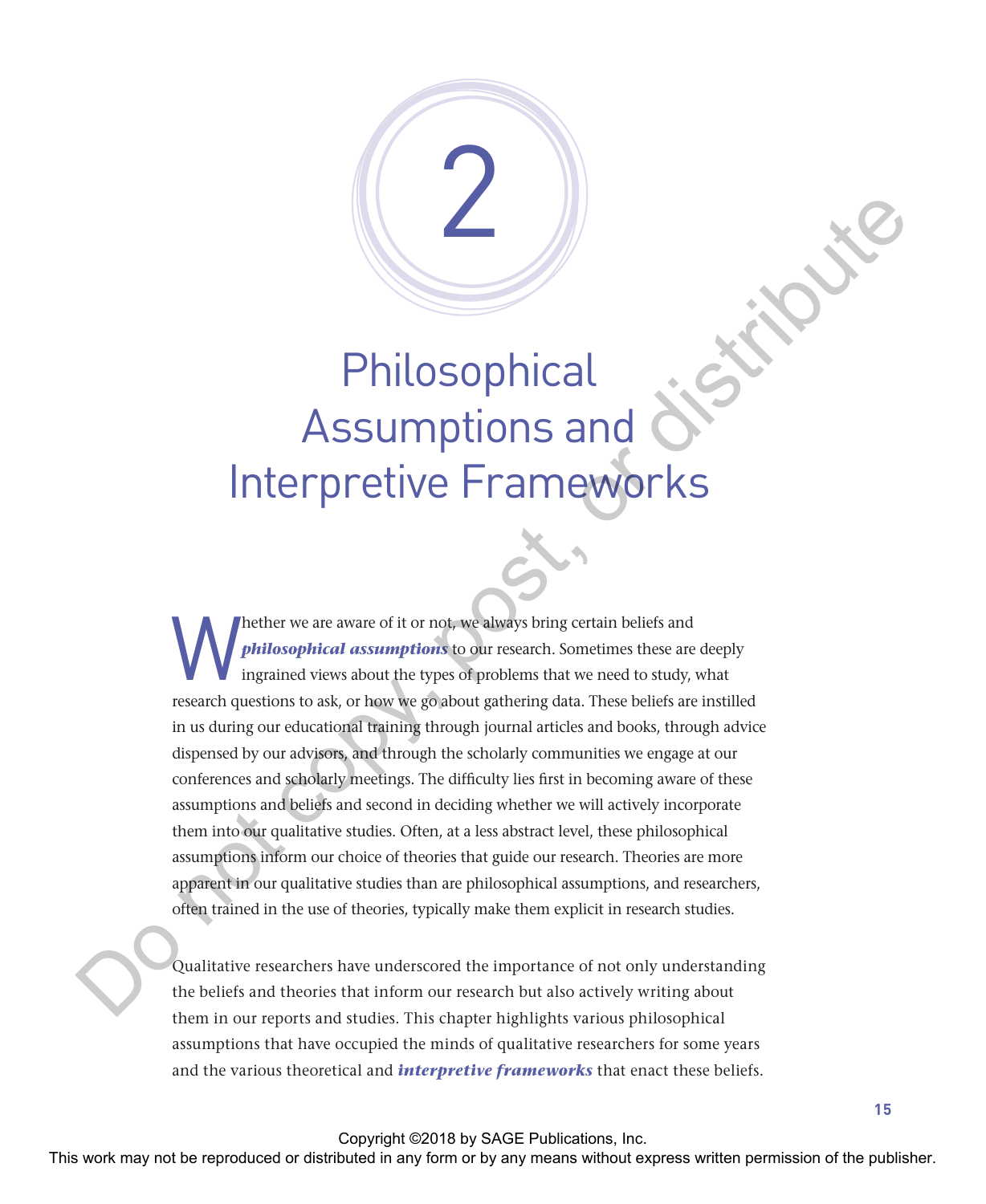# 2

# Philosophical Assumptions and Interpretive Frameworks

Whether we are aware of it or not, we always bring certain beliefs and ***philosophical assumptions*** to our research. Sometimes these are deeply ingrained views about the types of problems that we need to study, what research questions to ask, or how we go about gathering data. These beliefs are instilled in us during our educational training through journal articles and books, through advice dispensed by our advisors, and through the scholarly communities we engage at our conferences and scholarly meetings. The difficulty lies first in becoming aware of these assumptions and beliefs and second in deciding whether we will actively incorporate them into our qualitative studies. Often, at a less abstract level, these philosophical assumptions inform our choice of theories that guide our research. Theories are more apparent in our qualitative studies than are philosophical assumptions, and researchers, often trained in the use of theories, typically make them explicit in research studies.

Qualitative researchers have underscored the importance of not only understanding the beliefs and theories that inform our research but also actively writing about them in our reports and studies. This chapter highlights various philosophical assumptions that have occupied the minds of qualitative researchers for some years and the various theoretical and ***interpretive frameworks*** that enact these beliefs.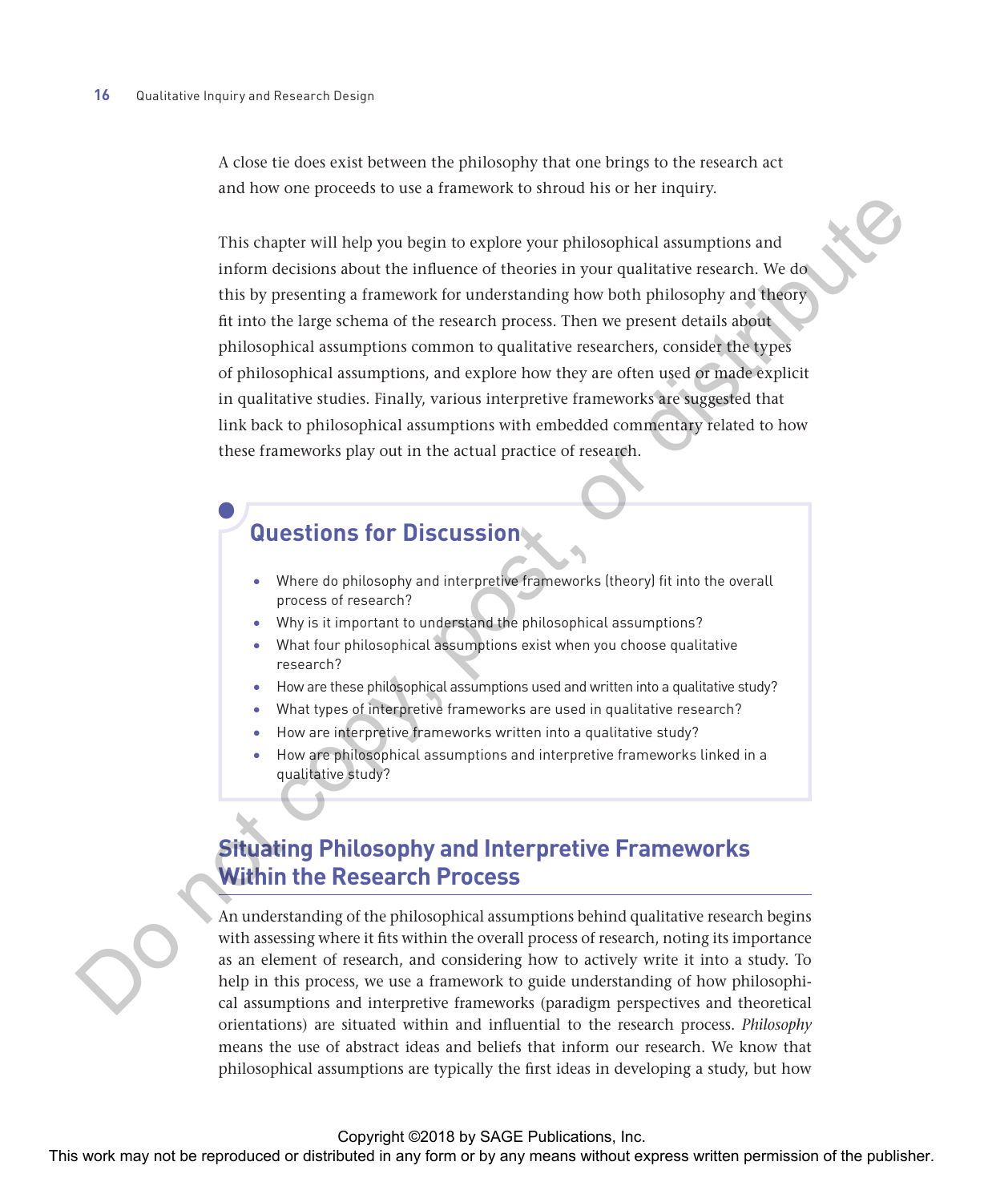A close tie does exist between the philosophy that one brings to the research act and how one proceeds to use a framework to shroud his or her inquiry.

This chapter will help you begin to explore your philosophical assumptions and inform decisions about the influence of theories in your qualitative research. We do this by presenting a framework for understanding how both philosophy and theory fit into the large schema of the research process. Then we present details about philosophical assumptions common to qualitative researchers, consider the types of philosophical assumptions, and explore how they are often used or made explicit in qualitative studies. Finally, various interpretive frameworks are suggested that link back to philosophical assumptions with embedded commentary related to how these frameworks play out in the actual practice of research.

### Questions for Discussion

- Where do philosophy and interpretive frameworks (theory) fit into the overall process of research?
- Why is it important to understand the philosophical assumptions?
- What four philosophical assumptions exist when you choose qualitative research?
- How are these philosophical assumptions used and written into a qualitative study?
- What types of interpretive frameworks are used in qualitative research?
- How are interpretive frameworks written into a qualitative study?
- How are philosophical assumptions and interpretive frameworks linked in a qualitative study?

## Situating Philosophy and Interpretive Frameworks Within the Research Process

An understanding of the philosophical assumptions behind qualitative research begins with assessing where it fits within the overall process of research, noting its importance as an element of research, and considering how to actively write it into a study. To help in this process, we use a framework to guide understanding of how philosophical assumptions and interpretive frameworks (paradigm perspectives and theoretical orientations) are situated within and influential to the research process. *Philosophy* means the use of abstract ideas and beliefs that inform our research. We know that philosophical assumptions are typically the first ideas in developing a study, but how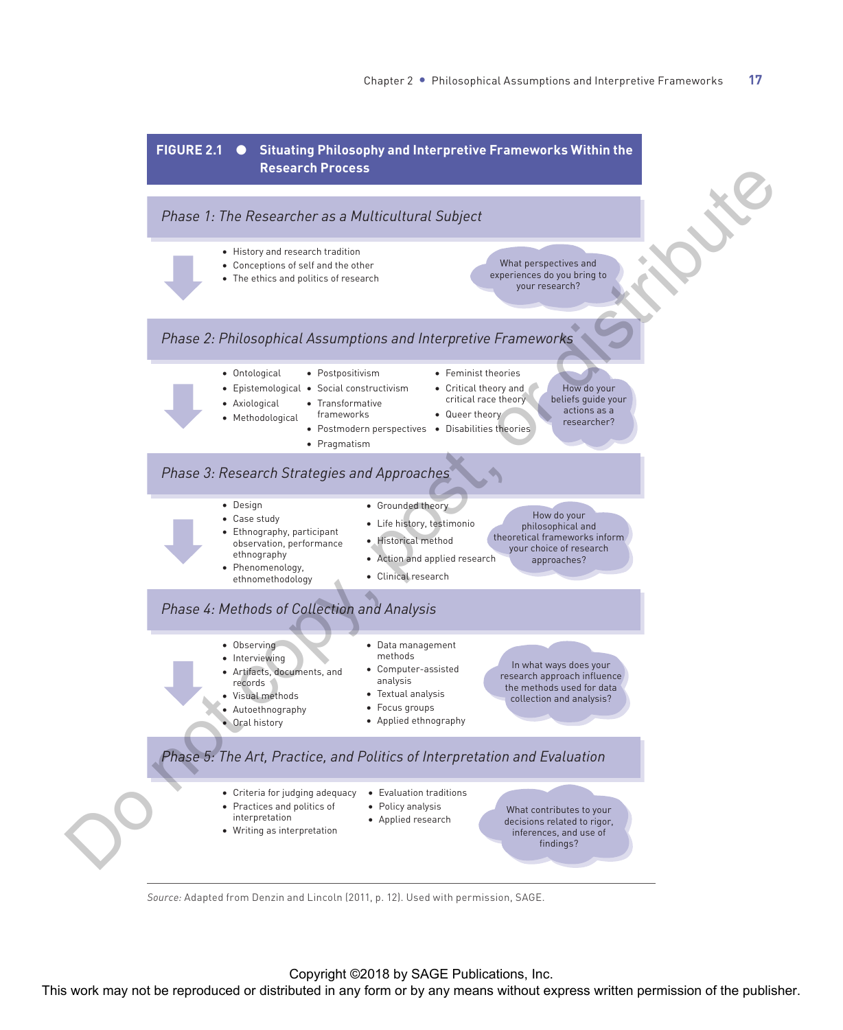**FIGURE 2.1 ● Situating Philosophy and Interpretive Frameworks Within the Research Process**

*Phase 1: The Researcher as a Multicultural Subject*

- History and research tradition
- Conceptions of self and the other
- The ethics and politics of research

What perspectives and experiences do you bring to your research?

*Phase 2: Philosophical Assumptions and Interpretive Frameworks*

- Ontological
- Epistemological
- Axiological
- Methodological

- Postpositivism
- Social constructivism
- Transformative frameworks
- Postmodern perspectives
- Pragmatism

- Feminist theories
- Critical theory and critical race theory
- Queer theory
- Disabilities theories

How do your beliefs guide your actions as a researcher?

*Phase 3: Research Strategies and Approaches*

- Design
- Case study
- Ethnography, participant observation, performance ethnography
- Phenomenology, ethnomethodology

- Grounded theory
- Life history, testimonio
- Historical method
- Action and applied research
- Clinical research

How do your philosophical and theoretical frameworks inform your choice of research approaches?

*Phase 4: Methods of Collection and Analysis*

- Observing
- Interviewing
- Artifacts, documents, and records
- Visual methods
- Autoethnography
- Oral history

- Data management methods
- Computer-assisted analysis
- Textual analysis
- Focus groups
- Applied ethnography

In what ways does your research approach influence the methods used for data collection and analysis?

*Phase 5: The Art, Practice, and Politics of Interpretation and Evaluation*

- Criteria for judging adequacy
- Practices and politics of interpretation
- Writing as interpretation

- Evaluation traditions
- Policy analysis
- Applied research

What contributes to your decisions related to rigor, inferences, and use of findings?

*Source:* Adapted from Denzin and Lincoln (2011, p. 12). Used with permission, SAGE.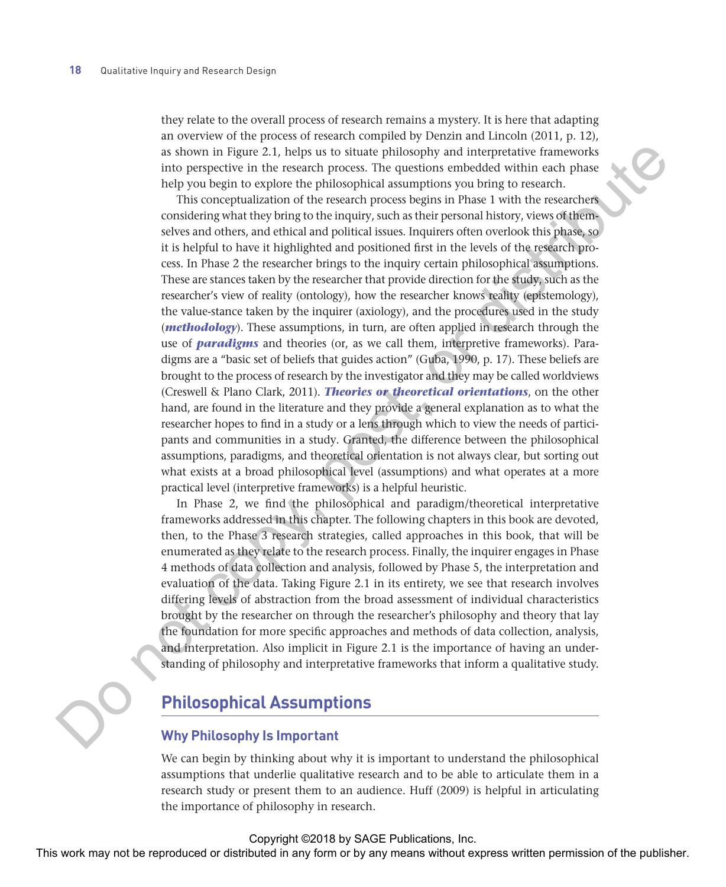they relate to the overall process of research remains a mystery. It is here that adapting an overview of the process of research compiled by Denzin and Lincoln (2011, p. 12), as shown in Figure 2.1, helps us to situate philosophy and interpretative frameworks into perspective in the research process. The questions embedded within each phase help you begin to explore the philosophical assumptions you bring to research.

This conceptualization of the research process begins in Phase 1 with the researchers considering what they bring to the inquiry, such as their personal history, views of themselves and others, and ethical and political issues. Inquirers often overlook this phase, so it is helpful to have it highlighted and positioned first in the levels of the research process. In Phase 2 the researcher brings to the inquiry certain philosophical assumptions. These are stances taken by the researcher that provide direction for the study, such as the researcher's view of reality (ontology), how the researcher knows reality (epistemology), the value-stance taken by the inquirer (axiology), and the procedures used in the study (***methodology***). These assumptions, in turn, are often applied in research through the use of ***paradigms*** and theories (or, as we call them, interpretive frameworks). Paradigms are a "basic set of beliefs that guides action" (Guba, 1990, p. 17). These beliefs are brought to the process of research by the investigator and they may be called worldviews (Creswell & Plano Clark, 2011). ***Theories or theoretical orientations***, on the other hand, are found in the literature and they provide a general explanation as to what the researcher hopes to find in a study or a lens through which to view the needs of participants and communities in a study. Granted, the difference between the philosophical assumptions, paradigms, and theoretical orientation is not always clear, but sorting out what exists at a broad philosophical level (assumptions) and what operates at a more practical level (interpretive frameworks) is a helpful heuristic.

In Phase 2, we find the philosophical and paradigm/theoretical interpretative frameworks addressed in this chapter. The following chapters in this book are devoted, then, to the Phase 3 research strategies, called approaches in this book, that will be enumerated as they relate to the research process. Finally, the inquirer engages in Phase 4 methods of data collection and analysis, followed by Phase 5, the interpretation and evaluation of the data. Taking Figure 2.1 in its entirety, we see that research involves differing levels of abstraction from the broad assessment of individual characteristics brought by the researcher on through the researcher's philosophy and theory that lay the foundation for more specific approaches and methods of data collection, analysis, and interpretation. Also implicit in Figure 2.1 is the importance of having an understanding of philosophy and interpretative frameworks that inform a qualitative study.

## Philosophical Assumptions

### Why Philosophy Is Important

We can begin by thinking about why it is important to understand the philosophical assumptions that underlie qualitative research and to be able to articulate them in a research study or present them to an audience. Huff (2009) is helpful in articulating the importance of philosophy in research.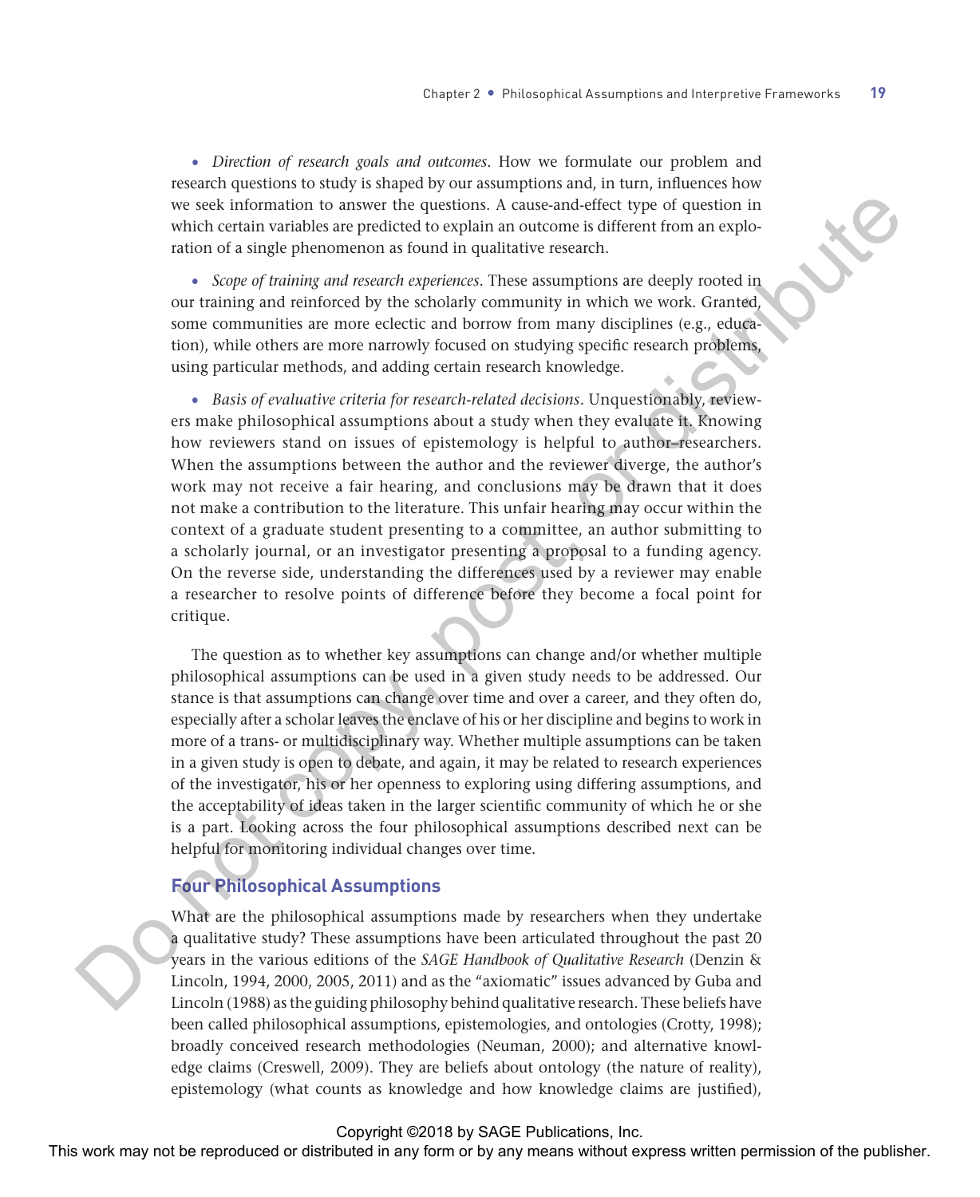- *Direction of research goals and outcomes*. How we formulate our problem and research questions to study is shaped by our assumptions and, in turn, influences how we seek information to answer the questions. A cause-and-effect type of question in which certain variables are predicted to explain an outcome is different from an exploration of a single phenomenon as found in qualitative research.

- *Scope of training and research experiences*. These assumptions are deeply rooted in our training and reinforced by the scholarly community in which we work. Granted, some communities are more eclectic and borrow from many disciplines (e.g., education), while others are more narrowly focused on studying specific research problems, using particular methods, and adding certain research knowledge.

- *Basis of evaluative criteria for research-related decisions*. Unquestionably, reviewers make philosophical assumptions about a study when they evaluate it. Knowing how reviewers stand on issues of epistemology is helpful to author–researchers. When the assumptions between the author and the reviewer diverge, the author's work may not receive a fair hearing, and conclusions may be drawn that it does not make a contribution to the literature. This unfair hearing may occur within the context of a graduate student presenting to a committee, an author submitting to a scholarly journal, or an investigator presenting a proposal to a funding agency. On the reverse side, understanding the differences used by a reviewer may enable a researcher to resolve points of difference before they become a focal point for critique.

The question as to whether key assumptions can change and/or whether multiple philosophical assumptions can be used in a given study needs to be addressed. Our stance is that assumptions can change over time and over a career, and they often do, especially after a scholar leaves the enclave of his or her discipline and begins to work in more of a trans- or multidisciplinary way. Whether multiple assumptions can be taken in a given study is open to debate, and again, it may be related to research experiences of the investigator, his or her openness to exploring using differing assumptions, and the acceptability of ideas taken in the larger scientific community of which he or she is a part. Looking across the four philosophical assumptions described next can be helpful for monitoring individual changes over time.

## Four Philosophical Assumptions

What are the philosophical assumptions made by researchers when they undertake a qualitative study? These assumptions have been articulated throughout the past 20 years in the various editions of the *SAGE Handbook of Qualitative Research* (Denzin & Lincoln, 1994, 2000, 2005, 2011) and as the "axiomatic" issues advanced by Guba and Lincoln (1988) as the guiding philosophy behind qualitative research. These beliefs have been called philosophical assumptions, epistemologies, and ontologies (Crotty, 1998); broadly conceived research methodologies (Neuman, 2000); and alternative knowledge claims (Creswell, 2009). They are beliefs about ontology (the nature of reality), epistemology (what counts as knowledge and how knowledge claims are justified),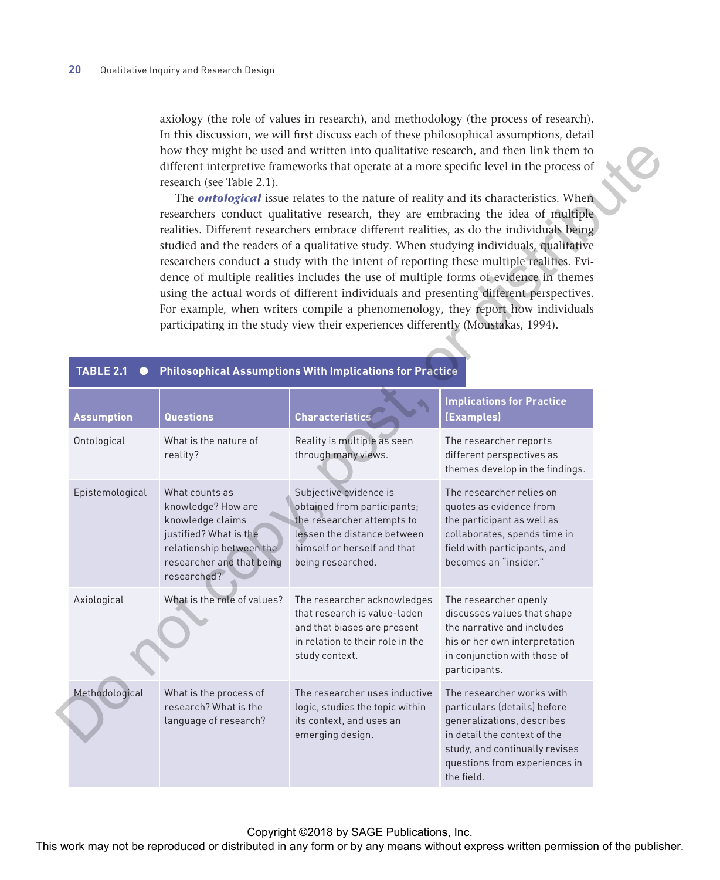axiology (the role of values in research), and methodology (the process of research). In this discussion, we will first discuss each of these philosophical assumptions, detail how they might be used and written into qualitative research, and then link them to different interpretive frameworks that operate at a more specific level in the process of research (see Table 2.1).

The ***ontological*** issue relates to the nature of reality and its characteristics. When researchers conduct qualitative research, they are embracing the idea of multiple realities. Different researchers embrace different realities, as do the individuals being studied and the readers of a qualitative study. When studying individuals, qualitative researchers conduct a study with the intent of reporting these multiple realities. Evidence of multiple realities includes the use of multiple forms of evidence in themes using the actual words of different individuals and presenting different perspectives. For example, when writers compile a phenomenology, they report how individuals participating in the study view their experiences differently (Moustakas, 1994).

**TABLE 2.1 ● Philosophical Assumptions With Implications for Practice**

| Assumption | Questions | Characteristics | Implications for Practice (Examples) |
|---|---|---|---|
| Ontological | What is the nature of reality? | Reality is multiple as seen through many views. | The researcher reports different perspectives as themes develop in the findings. |
| Epistemological | What counts as knowledge? How are knowledge claims justified? What is the relationship between the researcher and that being researched? | Subjective evidence is obtained from participants; the researcher attempts to lessen the distance between himself or herself and that being researched. | The researcher relies on quotes as evidence from the participant as well as collaborates, spends time in field with participants, and becomes an "insider." |
| Axiological | What is the role of values? | The researcher acknowledges that research is value-laden and that biases are present in relation to their role in the study context. | The researcher openly discusses values that shape the narrative and includes his or her own interpretation in conjunction with those of participants. |
| Methodological | What is the process of research? What is the language of research? | The researcher uses inductive logic, studies the topic within its context, and uses an emerging design. | The researcher works with particulars (details) before generalizations, describes in detail the context of the study, and continually revises questions from experiences in the field. |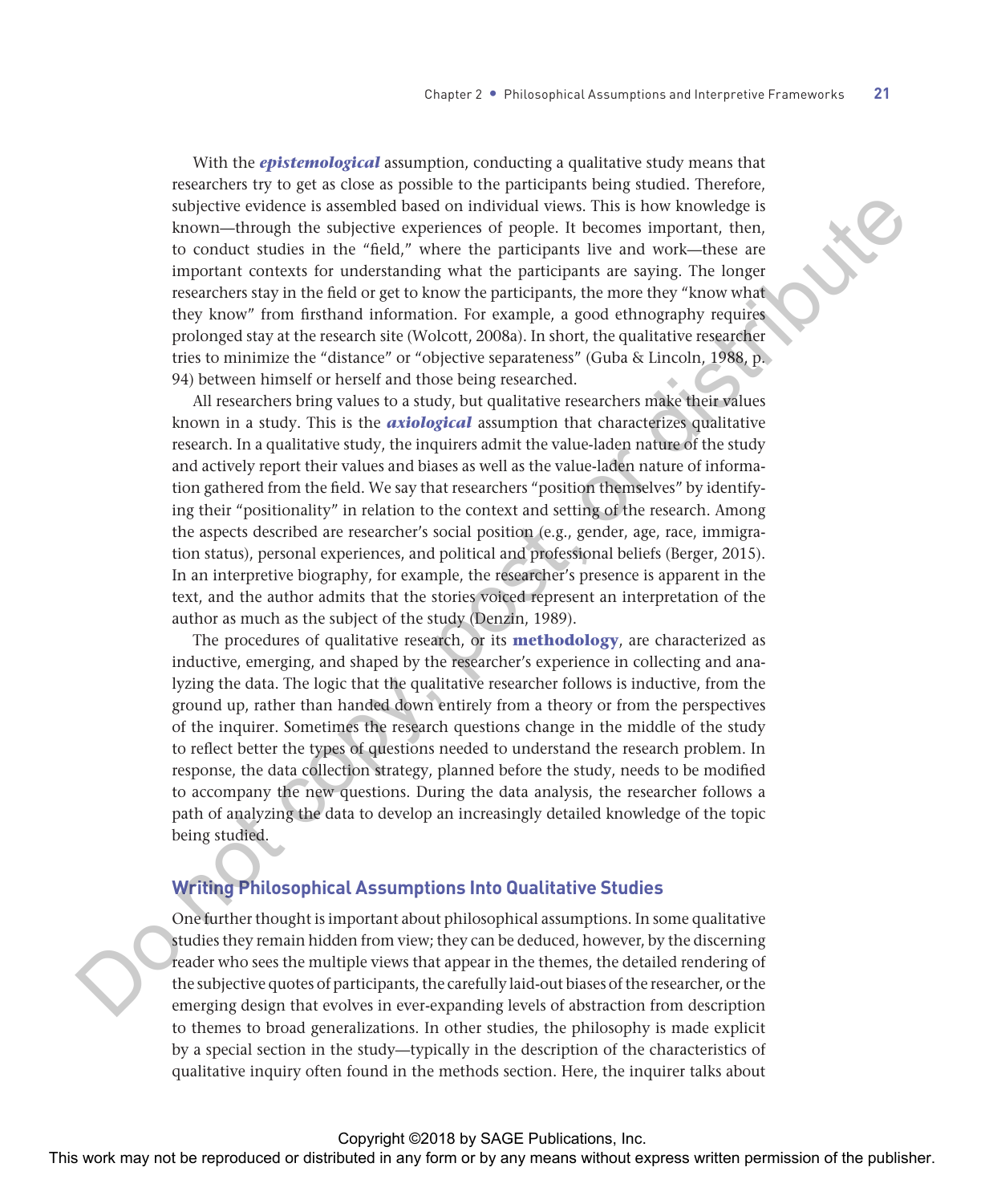With the ***epistemological*** assumption, conducting a qualitative study means that researchers try to get as close as possible to the participants being studied. Therefore, subjective evidence is assembled based on individual views. This is how knowledge is known—through the subjective experiences of people. It becomes important, then, to conduct studies in the "field," where the participants live and work—these are important contexts for understanding what the participants are saying. The longer researchers stay in the field or get to know the participants, the more they "know what they know" from firsthand information. For example, a good ethnography requires prolonged stay at the research site (Wolcott, 2008a). In short, the qualitative researcher tries to minimize the "distance" or "objective separateness" (Guba & Lincoln, 1988, p. 94) between himself or herself and those being researched.

All researchers bring values to a study, but qualitative researchers make their values known in a study. This is the ***axiological*** assumption that characterizes qualitative research. In a qualitative study, the inquirers admit the value-laden nature of the study and actively report their values and biases as well as the value-laden nature of information gathered from the field. We say that researchers "position themselves" by identifying their "positionality" in relation to the context and setting of the research. Among the aspects described are researcher's social position (e.g., gender, age, race, immigration status), personal experiences, and political and professional beliefs (Berger, 2015). In an interpretive biography, for example, the researcher's presence is apparent in the text, and the author admits that the stories voiced represent an interpretation of the author as much as the subject of the study (Denzin, 1989).

The procedures of qualitative research, or its **methodology**, are characterized as inductive, emerging, and shaped by the researcher's experience in collecting and analyzing the data. The logic that the qualitative researcher follows is inductive, from the ground up, rather than handed down entirely from a theory or from the perspectives of the inquirer. Sometimes the research questions change in the middle of the study to reflect better the types of questions needed to understand the research problem. In response, the data collection strategy, planned before the study, needs to be modified to accompany the new questions. During the data analysis, the researcher follows a path of analyzing the data to develop an increasingly detailed knowledge of the topic being studied.

## Writing Philosophical Assumptions Into Qualitative Studies

One further thought is important about philosophical assumptions. In some qualitative studies they remain hidden from view; they can be deduced, however, by the discerning reader who sees the multiple views that appear in the themes, the detailed rendering of the subjective quotes of participants, the carefully laid-out biases of the researcher, or the emerging design that evolves in ever-expanding levels of abstraction from description to themes to broad generalizations. In other studies, the philosophy is made explicit by a special section in the study—typically in the description of the characteristics of qualitative inquiry often found in the methods section. Here, the inquirer talks about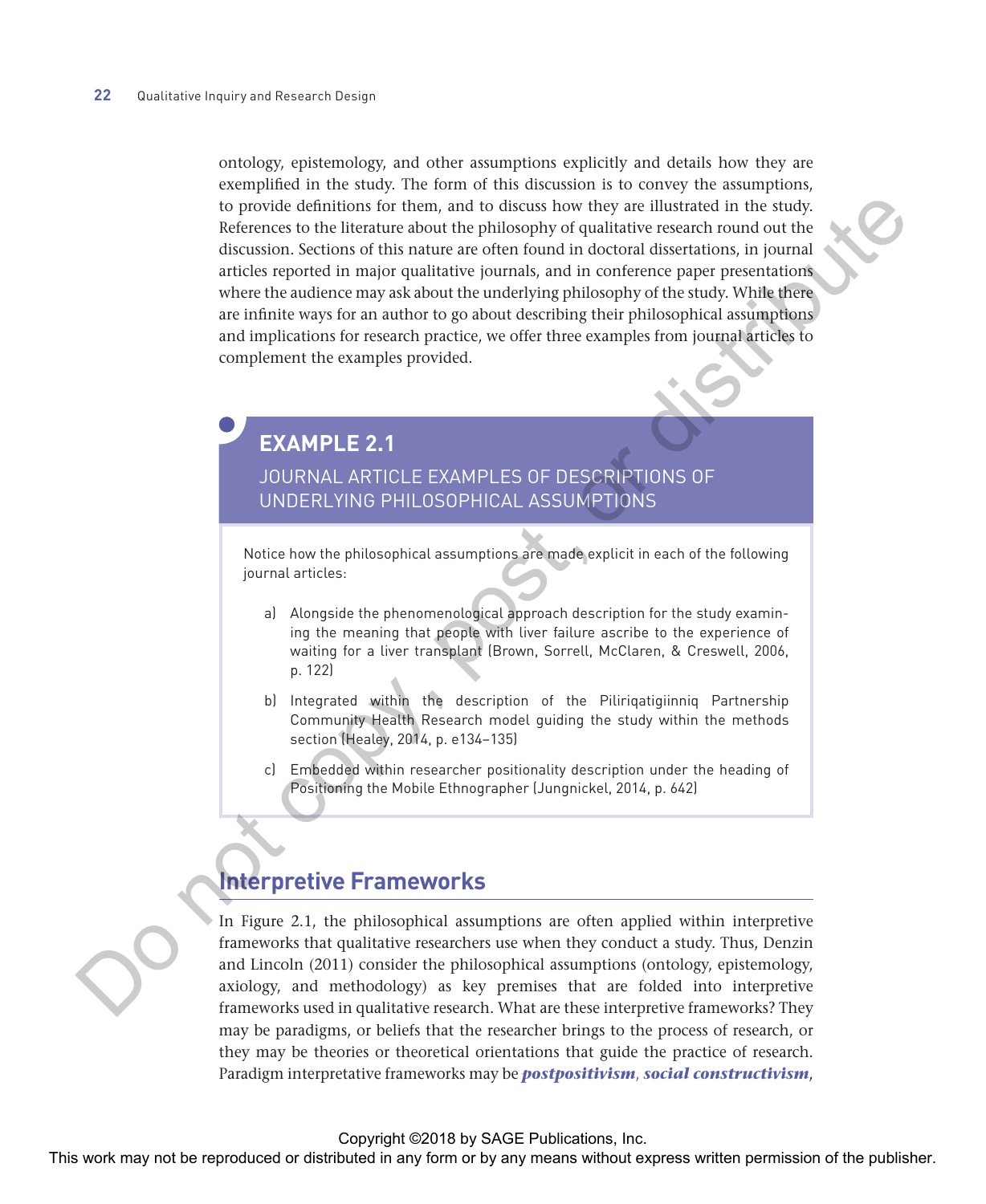ontology, epistemology, and other assumptions explicitly and details how they are exemplified in the study. The form of this discussion is to convey the assumptions, to provide definitions for them, and to discuss how they are illustrated in the study. References to the literature about the philosophy of qualitative research round out the discussion. Sections of this nature are often found in doctoral dissertations, in journal articles reported in major qualitative journals, and in conference paper presentations where the audience may ask about the underlying philosophy of the study. While there are infinite ways for an author to go about describing their philosophical assumptions and implications for research practice, we offer three examples from journal articles to complement the examples provided.

### EXAMPLE 2.1

#### JOURNAL ARTICLE EXAMPLES OF DESCRIPTIONS OF UNDERLYING PHILOSOPHICAL ASSUMPTIONS

Notice how the philosophical assumptions are made explicit in each of the following journal articles:

a) Alongside the phenomenological approach description for the study examining the meaning that people with liver failure ascribe to the experience of waiting for a liver transplant (Brown, Sorrell, McClaren, & Creswell, 2006, p. 122)

b) Integrated within the description of the Piliriqatigiinniq Partnership Community Health Research model guiding the study within the methods section (Healey, 2014, p. e134–135)

c) Embedded within researcher positionality description under the heading of Positioning the Mobile Ethnographer (Jungnickel, 2014, p. 642)

## Interpretive Frameworks

In Figure 2.1, the philosophical assumptions are often applied within interpretive frameworks that qualitative researchers use when they conduct a study. Thus, Denzin and Lincoln (2011) consider the philosophical assumptions (ontology, epistemology, axiology, and methodology) as key premises that are folded into interpretive frameworks used in qualitative research. What are these interpretive frameworks? They may be paradigms, or beliefs that the researcher brings to the process of research, or they may be theories or theoretical orientations that guide the practice of research. Paradigm interpretative frameworks may be ***postpositivism***, ***social constructivism***,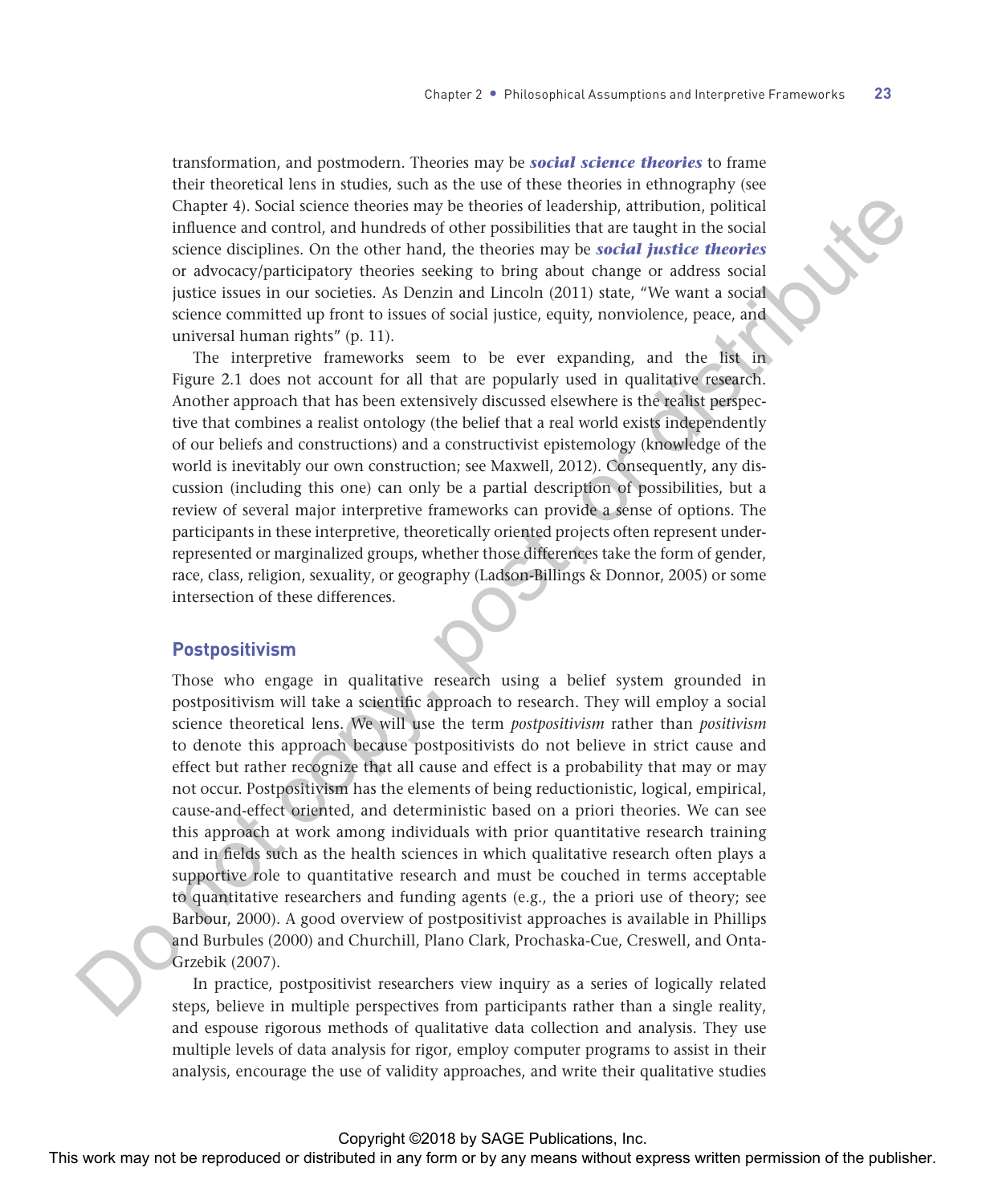transformation, and postmodern. Theories may be ***social science theories*** to frame their theoretical lens in studies, such as the use of these theories in ethnography (see Chapter 4). Social science theories may be theories of leadership, attribution, political influence and control, and hundreds of other possibilities that are taught in the social science disciplines. On the other hand, the theories may be ***social justice theories*** or advocacy/participatory theories seeking to bring about change or address social justice issues in our societies. As Denzin and Lincoln (2011) state, "We want a social science committed up front to issues of social justice, equity, nonviolence, peace, and universal human rights" (p. 11).

The interpretive frameworks seem to be ever expanding, and the list in Figure 2.1 does not account for all that are popularly used in qualitative research. Another approach that has been extensively discussed elsewhere is the realist perspective that combines a realist ontology (the belief that a real world exists independently of our beliefs and constructions) and a constructivist epistemology (knowledge of the world is inevitably our own construction; see Maxwell, 2012). Consequently, any discussion (including this one) can only be a partial description of possibilities, but a review of several major interpretive frameworks can provide a sense of options. The participants in these interpretive, theoretically oriented projects often represent underrepresented or marginalized groups, whether those differences take the form of gender, race, class, religion, sexuality, or geography (Ladson-Billings & Donnor, 2005) or some intersection of these differences.

## Postpositivism

Those who engage in qualitative research using a belief system grounded in postpositivism will take a scientific approach to research. They will employ a social science theoretical lens. We will use the term *postpositivism* rather than *positivism* to denote this approach because postpositivists do not believe in strict cause and effect but rather recognize that all cause and effect is a probability that may or may not occur. Postpositivism has the elements of being reductionistic, logical, empirical, cause-and-effect oriented, and deterministic based on a priori theories. We can see this approach at work among individuals with prior quantitative research training and in fields such as the health sciences in which qualitative research often plays a supportive role to quantitative research and must be couched in terms acceptable to quantitative researchers and funding agents (e.g., the a priori use of theory; see Barbour, 2000). A good overview of postpositivist approaches is available in Phillips and Burbules (2000) and Churchill, Plano Clark, Prochaska-Cue, Creswell, and Onta-Grzebik (2007).

In practice, postpositivist researchers view inquiry as a series of logically related steps, believe in multiple perspectives from participants rather than a single reality, and espouse rigorous methods of qualitative data collection and analysis. They use multiple levels of data analysis for rigor, employ computer programs to assist in their analysis, encourage the use of validity approaches, and write their qualitative studies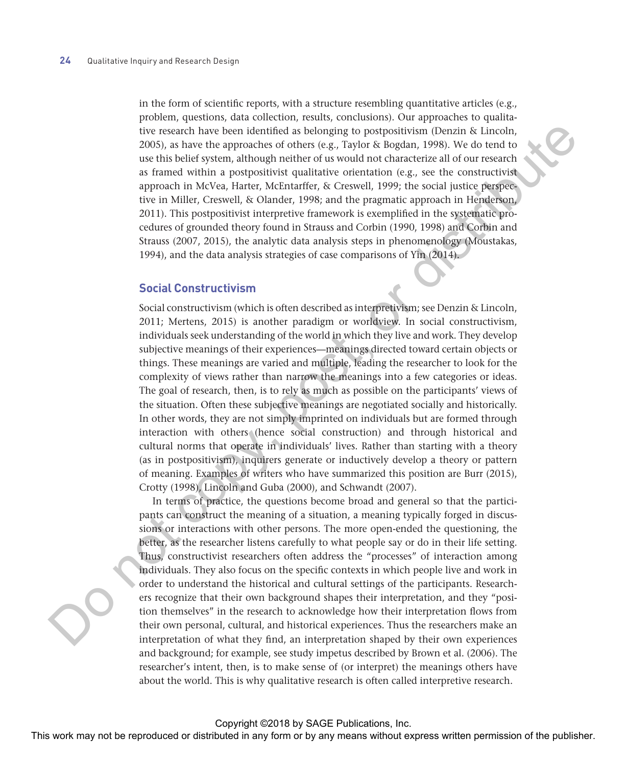in the form of scientific reports, with a structure resembling quantitative articles (e.g., problem, questions, data collection, results, conclusions). Our approaches to qualitative research have been identified as belonging to postpositivism (Denzin & Lincoln, 2005), as have the approaches of others (e.g., Taylor & Bogdan, 1998). We do tend to use this belief system, although neither of us would not characterize all of our research as framed within a postpositivist qualitative orientation (e.g., see the constructivist approach in McVea, Harter, McEntarffer, & Creswell, 1999; the social justice perspective in Miller, Creswell, & Olander, 1998; and the pragmatic approach in Henderson, 2011). This postpositivist interpretive framework is exemplified in the systematic procedures of grounded theory found in Strauss and Corbin (1990, 1998) and Corbin and Strauss (2007, 2015), the analytic data analysis steps in phenomenology (Moustakas, 1994), and the data analysis strategies of case comparisons of Yin (2014).

### Social Constructivism

Social constructivism (which is often described as interpretivism; see Denzin & Lincoln, 2011; Mertens, 2015) is another paradigm or worldview. In social constructivism, individuals seek understanding of the world in which they live and work. They develop subjective meanings of their experiences—meanings directed toward certain objects or things. These meanings are varied and multiple, leading the researcher to look for the complexity of views rather than narrow the meanings into a few categories or ideas. The goal of research, then, is to rely as much as possible on the participants' views of the situation. Often these subjective meanings are negotiated socially and historically. In other words, they are not simply imprinted on individuals but are formed through interaction with others (hence social construction) and through historical and cultural norms that operate in individuals' lives. Rather than starting with a theory (as in postpositivism), inquirers generate or inductively develop a theory or pattern of meaning. Examples of writers who have summarized this position are Burr (2015), Crotty (1998), Lincoln and Guba (2000), and Schwandt (2007).

In terms of practice, the questions become broad and general so that the participants can construct the meaning of a situation, a meaning typically forged in discussions or interactions with other persons. The more open-ended the questioning, the better, as the researcher listens carefully to what people say or do in their life setting. Thus, constructivist researchers often address the "processes" of interaction among individuals. They also focus on the specific contexts in which people live and work in order to understand the historical and cultural settings of the participants. Researchers recognize that their own background shapes their interpretation, and they "position themselves" in the research to acknowledge how their interpretation flows from their own personal, cultural, and historical experiences. Thus the researchers make an interpretation of what they find, an interpretation shaped by their own experiences and background; for example, see study impetus described by Brown et al. (2006). The researcher's intent, then, is to make sense of (or interpret) the meanings others have about the world. This is why qualitative research is often called interpretive research.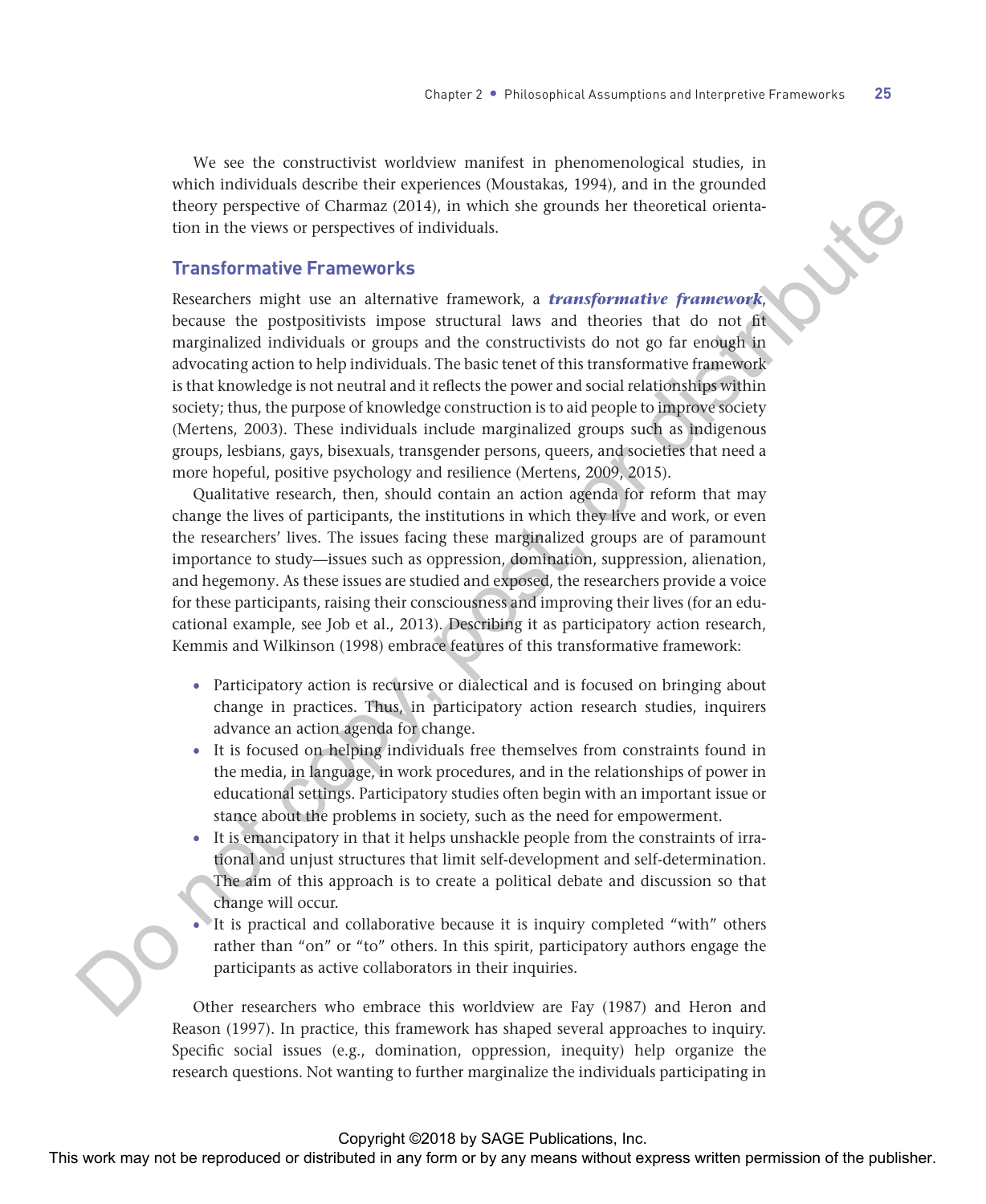We see the constructivist worldview manifest in phenomenological studies, in which individuals describe their experiences (Moustakas, 1994), and in the grounded theory perspective of Charmaz (2014), in which she grounds her theoretical orientation in the views or perspectives of individuals.

## Transformative Frameworks

Researchers might use an alternative framework, a ***transformative framework***, because the postpositivists impose structural laws and theories that do not fit marginalized individuals or groups and the constructivists do not go far enough in advocating action to help individuals. The basic tenet of this transformative framework is that knowledge is not neutral and it reflects the power and social relationships within society; thus, the purpose of knowledge construction is to aid people to improve society (Mertens, 2003). These individuals include marginalized groups such as indigenous groups, lesbians, gays, bisexuals, transgender persons, queers, and societies that need a more hopeful, positive psychology and resilience (Mertens, 2009, 2015).

Qualitative research, then, should contain an action agenda for reform that may change the lives of participants, the institutions in which they live and work, or even the researchers' lives. The issues facing these marginalized groups are of paramount importance to study—issues such as oppression, domination, suppression, alienation, and hegemony. As these issues are studied and exposed, the researchers provide a voice for these participants, raising their consciousness and improving their lives (for an educational example, see Job et al., 2013). Describing it as participatory action research, Kemmis and Wilkinson (1998) embrace features of this transformative framework:

- Participatory action is recursive or dialectical and is focused on bringing about change in practices. Thus, in participatory action research studies, inquirers advance an action agenda for change.
- It is focused on helping individuals free themselves from constraints found in the media, in language, in work procedures, and in the relationships of power in educational settings. Participatory studies often begin with an important issue or stance about the problems in society, such as the need for empowerment.
- It is emancipatory in that it helps unshackle people from the constraints of irrational and unjust structures that limit self-development and self-determination. The aim of this approach is to create a political debate and discussion so that change will occur.
- It is practical and collaborative because it is inquiry completed "with" others rather than "on" or "to" others. In this spirit, participatory authors engage the participants as active collaborators in their inquiries.

Other researchers who embrace this worldview are Fay (1987) and Heron and Reason (1997). In practice, this framework has shaped several approaches to inquiry. Specific social issues (e.g., domination, oppression, inequity) help organize the research questions. Not wanting to further marginalize the individuals participating in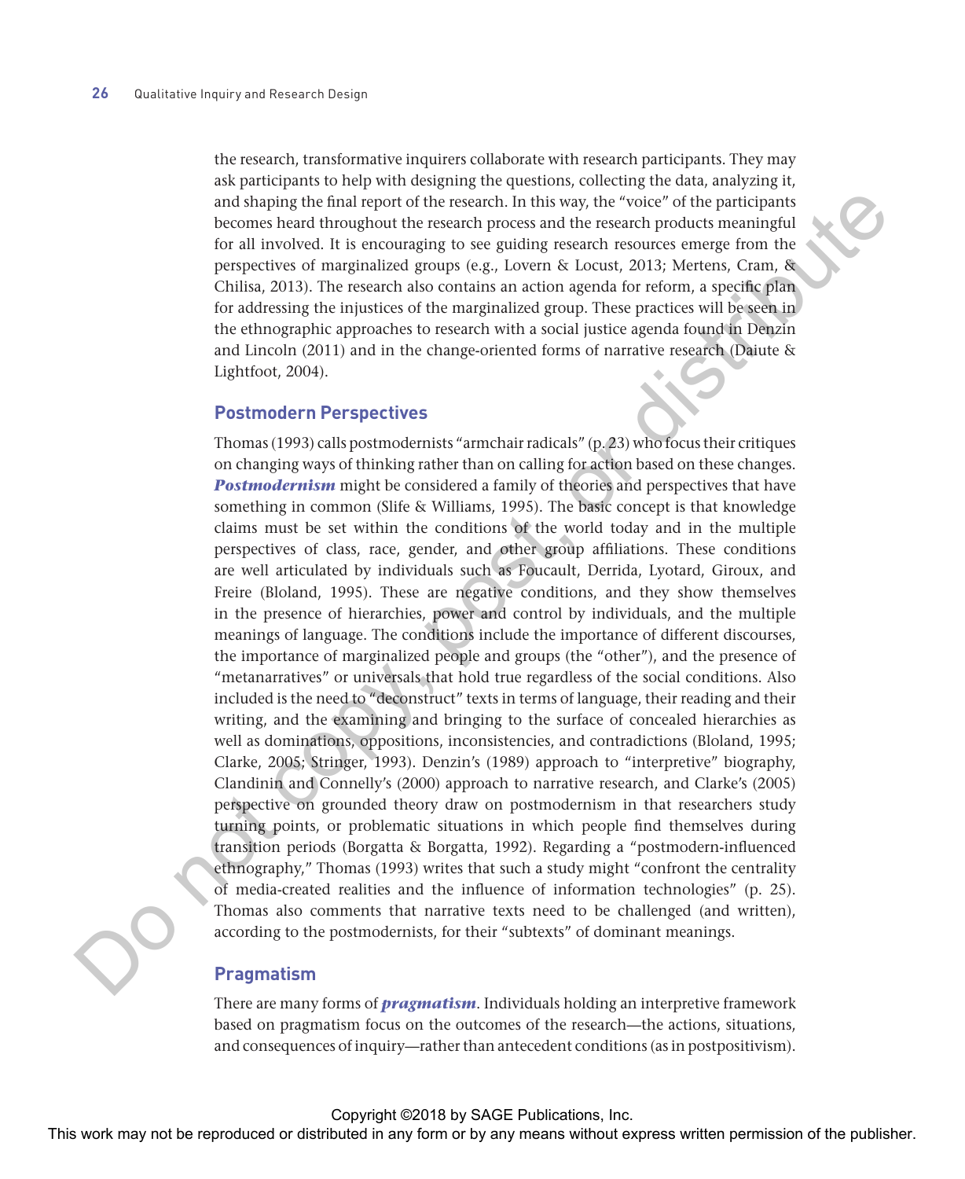the research, transformative inquirers collaborate with research participants. They may ask participants to help with designing the questions, collecting the data, analyzing it, and shaping the final report of the research. In this way, the "voice" of the participants becomes heard throughout the research process and the research products meaningful for all involved. It is encouraging to see guiding research resources emerge from the perspectives of marginalized groups (e.g., Lovern & Locust, 2013; Mertens, Cram, & Chilisa, 2013). The research also contains an action agenda for reform, a specific plan for addressing the injustices of the marginalized group. These practices will be seen in the ethnographic approaches to research with a social justice agenda found in Denzin and Lincoln (2011) and in the change-oriented forms of narrative research (Daiute & Lightfoot, 2004).

### Postmodern Perspectives

Thomas (1993) calls postmodernists "armchair radicals" (p. 23) who focus their critiques on changing ways of thinking rather than on calling for action based on these changes. ***Postmodernism*** might be considered a family of theories and perspectives that have something in common (Slife & Williams, 1995). The basic concept is that knowledge claims must be set within the conditions of the world today and in the multiple perspectives of class, race, gender, and other group affiliations. These conditions are well articulated by individuals such as Foucault, Derrida, Lyotard, Giroux, and Freire (Bloland, 1995). These are negative conditions, and they show themselves in the presence of hierarchies, power and control by individuals, and the multiple meanings of language. The conditions include the importance of different discourses, the importance of marginalized people and groups (the "other"), and the presence of "metanarratives" or universals that hold true regardless of the social conditions. Also included is the need to "deconstruct" texts in terms of language, their reading and their writing, and the examining and bringing to the surface of concealed hierarchies as well as dominations, oppositions, inconsistencies, and contradictions (Bloland, 1995; Clarke, 2005; Stringer, 1993). Denzin's (1989) approach to "interpretive" biography, Clandinin and Connelly's (2000) approach to narrative research, and Clarke's (2005) perspective on grounded theory draw on postmodernism in that researchers study turning points, or problematic situations in which people find themselves during transition periods (Borgatta & Borgatta, 1992). Regarding a "postmodern-influenced ethnography," Thomas (1993) writes that such a study might "confront the centrality of media-created realities and the influence of information technologies" (p. 25). Thomas also comments that narrative texts need to be challenged (and written), according to the postmodernists, for their "subtexts" of dominant meanings.

### Pragmatism

There are many forms of ***pragmatism***. Individuals holding an interpretive framework based on pragmatism focus on the outcomes of the research—the actions, situations, and consequences of inquiry—rather than antecedent conditions (as in postpositivism).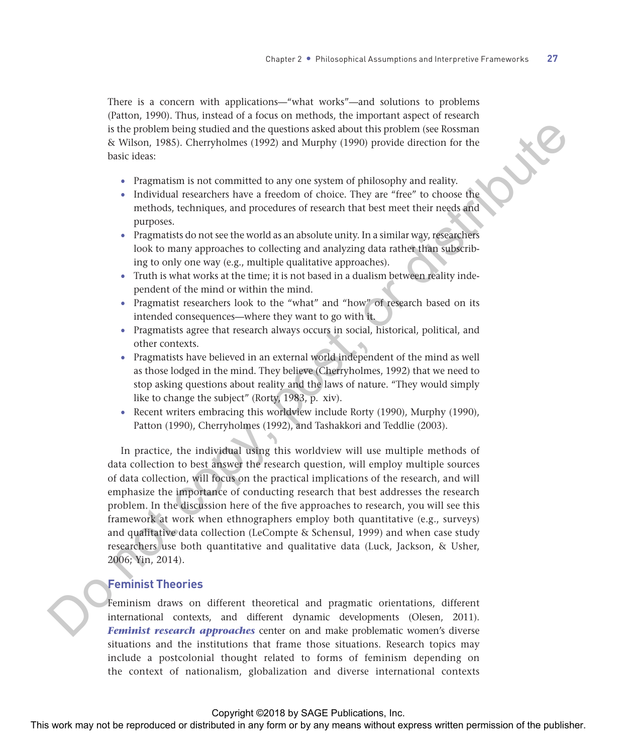There is a concern with applications—"what works"—and solutions to problems (Patton, 1990). Thus, instead of a focus on methods, the important aspect of research is the problem being studied and the questions asked about this problem (see Rossman & Wilson, 1985). Cherryholmes (1992) and Murphy (1990) provide direction for the basic ideas:

- Pragmatism is not committed to any one system of philosophy and reality.
- Individual researchers have a freedom of choice. They are "free" to choose the methods, techniques, and procedures of research that best meet their needs and purposes.
- Pragmatists do not see the world as an absolute unity. In a similar way, researchers look to many approaches to collecting and analyzing data rather than subscribing to only one way (e.g., multiple qualitative approaches).
- Truth is what works at the time; it is not based in a dualism between reality independent of the mind or within the mind.
- Pragmatist researchers look to the "what" and "how" of research based on its intended consequences—where they want to go with it.
- Pragmatists agree that research always occurs in social, historical, political, and other contexts.
- Pragmatists have believed in an external world independent of the mind as well as those lodged in the mind. They believe (Cherryholmes, 1992) that we need to stop asking questions about reality and the laws of nature. "They would simply like to change the subject" (Rorty, 1983, p. xiv).
- Recent writers embracing this worldview include Rorty (1990), Murphy (1990), Patton (1990), Cherryholmes (1992), and Tashakkori and Teddlie (2003).

In practice, the individual using this worldview will use multiple methods of data collection to best answer the research question, will employ multiple sources of data collection, will focus on the practical implications of the research, and will emphasize the importance of conducting research that best addresses the research problem. In the discussion here of the five approaches to research, you will see this framework at work when ethnographers employ both quantitative (e.g., surveys) and qualitative data collection (LeCompte & Schensul, 1999) and when case study researchers use both quantitative and qualitative data (Luck, Jackson, & Usher, 2006; Yin, 2014).

### Feminist Theories

Feminism draws on different theoretical and pragmatic orientations, different international contexts, and different dynamic developments (Olesen, 2011). ***Feminist research approaches*** center on and make problematic women's diverse situations and the institutions that frame those situations. Research topics may include a postcolonial thought related to forms of feminism depending on the context of nationalism, globalization and diverse international contexts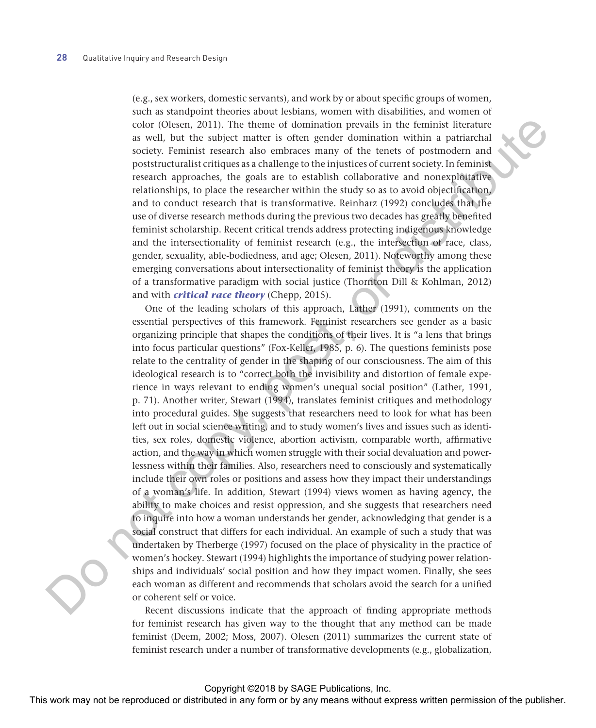(e.g., sex workers, domestic servants), and work by or about specific groups of women, such as standpoint theories about lesbians, women with disabilities, and women of color (Olesen, 2011). The theme of domination prevails in the feminist literature as well, but the subject matter is often gender domination within a patriarchal society. Feminist research also embraces many of the tenets of postmodern and poststructuralist critiques as a challenge to the injustices of current society. In feminist research approaches, the goals are to establish collaborative and nonexploitative relationships, to place the researcher within the study so as to avoid objectification, and to conduct research that is transformative. Reinharz (1992) concludes that the use of diverse research methods during the previous two decades has greatly benefited feminist scholarship. Recent critical trends address protecting indigenous knowledge and the intersectionality of feminist research (e.g., the intersection of race, class, gender, sexuality, able-bodiedness, and age; Olesen, 2011). Noteworthy among these emerging conversations about intersectionality of feminist theory is the application of a transformative paradigm with social justice (Thornton Dill & Kohlman, 2012) and with ***critical race theory*** (Chepp, 2015).

One of the leading scholars of this approach, Lather (1991), comments on the essential perspectives of this framework. Feminist researchers see gender as a basic organizing principle that shapes the conditions of their lives. It is "a lens that brings into focus particular questions" (Fox-Keller, 1985, p. 6). The questions feminists pose relate to the centrality of gender in the shaping of our consciousness. The aim of this ideological research is to "correct both the invisibility and distortion of female experience in ways relevant to ending women's unequal social position" (Lather, 1991, p. 71). Another writer, Stewart (1994), translates feminist critiques and methodology into procedural guides. She suggests that researchers need to look for what has been left out in social science writing, and to study women's lives and issues such as identities, sex roles, domestic violence, abortion activism, comparable worth, affirmative action, and the way in which women struggle with their social devaluation and powerlessness within their families. Also, researchers need to consciously and systematically include their own roles or positions and assess how they impact their understandings of a woman's life. In addition, Stewart (1994) views women as having agency, the ability to make choices and resist oppression, and she suggests that researchers need to inquire into how a woman understands her gender, acknowledging that gender is a social construct that differs for each individual. An example of such a study that was undertaken by Therberge (1997) focused on the place of physicality in the practice of women's hockey. Stewart (1994) highlights the importance of studying power relationships and individuals' social position and how they impact women. Finally, she sees each woman as different and recommends that scholars avoid the search for a unified or coherent self or voice.

Recent discussions indicate that the approach of finding appropriate methods for feminist research has given way to the thought that any method can be made feminist (Deem, 2002; Moss, 2007). Olesen (2011) summarizes the current state of feminist research under a number of transformative developments (e.g., globalization,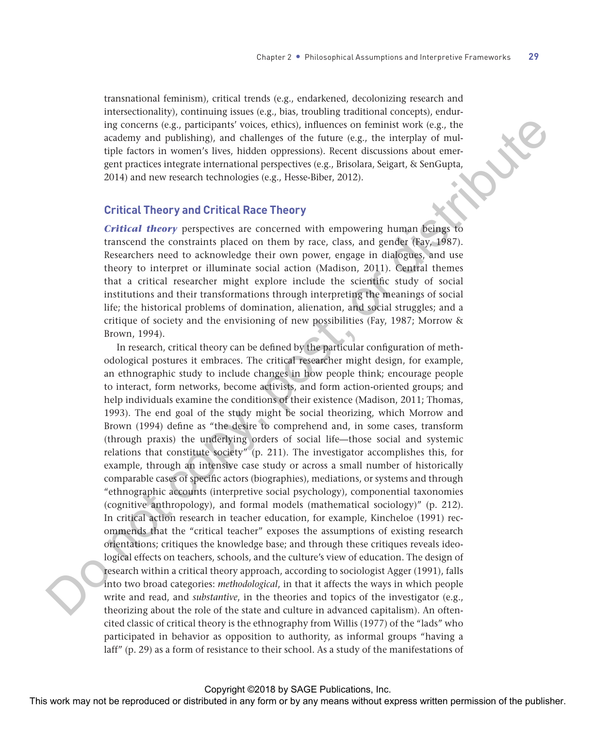transnational feminism), critical trends (e.g., endarkened, decolonizing research and intersectionality), continuing issues (e.g., bias, troubling traditional concepts), enduring concerns (e.g., participants' voices, ethics), influences on feminist work (e.g., the academy and publishing), and challenges of the future (e.g., the interplay of multiple factors in women's lives, hidden oppressions). Recent discussions about emergent practices integrate international perspectives (e.g., Brisolara, Seigart, & SenGupta, 2014) and new research technologies (e.g., Hesse-Biber, 2012).

## Critical Theory and Critical Race Theory

***Critical theory*** perspectives are concerned with empowering human beings to transcend the constraints placed on them by race, class, and gender (Fay, 1987). Researchers need to acknowledge their own power, engage in dialogues, and use theory to interpret or illuminate social action (Madison, 2011). Central themes that a critical researcher might explore include the scientific study of social institutions and their transformations through interpreting the meanings of social life; the historical problems of domination, alienation, and social struggles; and a critique of society and the envisioning of new possibilities (Fay, 1987; Morrow & Brown, 1994).

In research, critical theory can be defined by the particular configuration of methodological postures it embraces. The critical researcher might design, for example, an ethnographic study to include changes in how people think; encourage people to interact, form networks, become activists, and form action-oriented groups; and help individuals examine the conditions of their existence (Madison, 2011; Thomas, 1993). The end goal of the study might be social theorizing, which Morrow and Brown (1994) define as "the desire to comprehend and, in some cases, transform (through praxis) the underlying orders of social life—those social and systemic relations that constitute society" (p. 211). The investigator accomplishes this, for example, through an intensive case study or across a small number of historically comparable cases of specific actors (biographies), mediations, or systems and through "ethnographic accounts (interpretive social psychology), componential taxonomies (cognitive anthropology), and formal models (mathematical sociology)" (p. 212). In critical action research in teacher education, for example, Kincheloe (1991) recommends that the "critical teacher" exposes the assumptions of existing research orientations; critiques the knowledge base; and through these critiques reveals ideological effects on teachers, schools, and the culture's view of education. The design of research within a critical theory approach, according to sociologist Agger (1991), falls into two broad categories: *methodological*, in that it affects the ways in which people write and read, and *substantive*, in the theories and topics of the investigator (e.g., theorizing about the role of the state and culture in advanced capitalism). An often-cited classic of critical theory is the ethnography from Willis (1977) of the "lads" who participated in behavior as opposition to authority, as informal groups "having a laff" (p. 29) as a form of resistance to their school. As a study of the manifestations of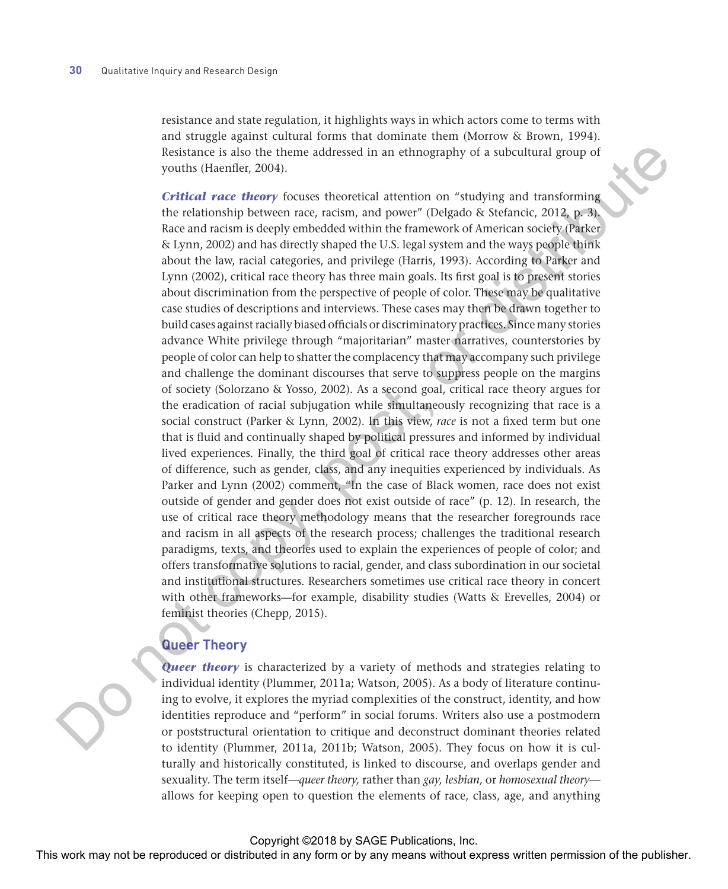resistance and state regulation, it highlights ways in which actors come to terms with and struggle against cultural forms that dominate them (Morrow & Brown, 1994). Resistance is also the theme addressed in an ethnography of a subcultural group of youths (Haenfler, 2004).

***Critical race theory*** focuses theoretical attention on "studying and transforming the relationship between race, racism, and power" (Delgado & Stefancic, 2012, p. 3). Race and racism is deeply embedded within the framework of American society (Parker & Lynn, 2002) and has directly shaped the U.S. legal system and the ways people think about the law, racial categories, and privilege (Harris, 1993). According to Parker and Lynn (2002), critical race theory has three main goals. Its first goal is to present stories about discrimination from the perspective of people of color. These may be qualitative case studies of descriptions and interviews. These cases may then be drawn together to build cases against racially biased officials or discriminatory practices. Since many stories advance White privilege through "majoritarian" master narratives, counterstories by people of color can help to shatter the complacency that may accompany such privilege and challenge the dominant discourses that serve to suppress people on the margins of society (Solorzano & Yosso, 2002). As a second goal, critical race theory argues for the eradication of racial subjugation while simultaneously recognizing that race is a social construct (Parker & Lynn, 2002). In this view, *race* is not a fixed term but one that is fluid and continually shaped by political pressures and informed by individual lived experiences. Finally, the third goal of critical race theory addresses other areas of difference, such as gender, class, and any inequities experienced by individuals. As Parker and Lynn (2002) comment, "In the case of Black women, race does not exist outside of gender and gender does not exist outside of race" (p. 12). In research, the use of critical race theory methodology means that the researcher foregrounds race and racism in all aspects of the research process; challenges the traditional research paradigms, texts, and theories used to explain the experiences of people of color; and offers transformative solutions to racial, gender, and class subordination in our societal and institutional structures. Researchers sometimes use critical race theory in concert with other frameworks—for example, disability studies (Watts & Erevelles, 2004) or feminist theories (Chepp, 2015).

## Queer Theory

***Queer theory*** is characterized by a variety of methods and strategies relating to individual identity (Plummer, 2011a; Watson, 2005). As a body of literature continuing to evolve, it explores the myriad complexities of the construct, identity, and how identities reproduce and "perform" in social forums. Writers also use a postmodern or poststructural orientation to critique and deconstruct dominant theories related to identity (Plummer, 2011a, 2011b; Watson, 2005). They focus on how it is culturally and historically constituted, is linked to discourse, and overlaps gender and sexuality. The term itself—*queer theory,* rather than *gay, lesbian,* or *homosexual theory*—allows for keeping open to question the elements of race, class, age, and anything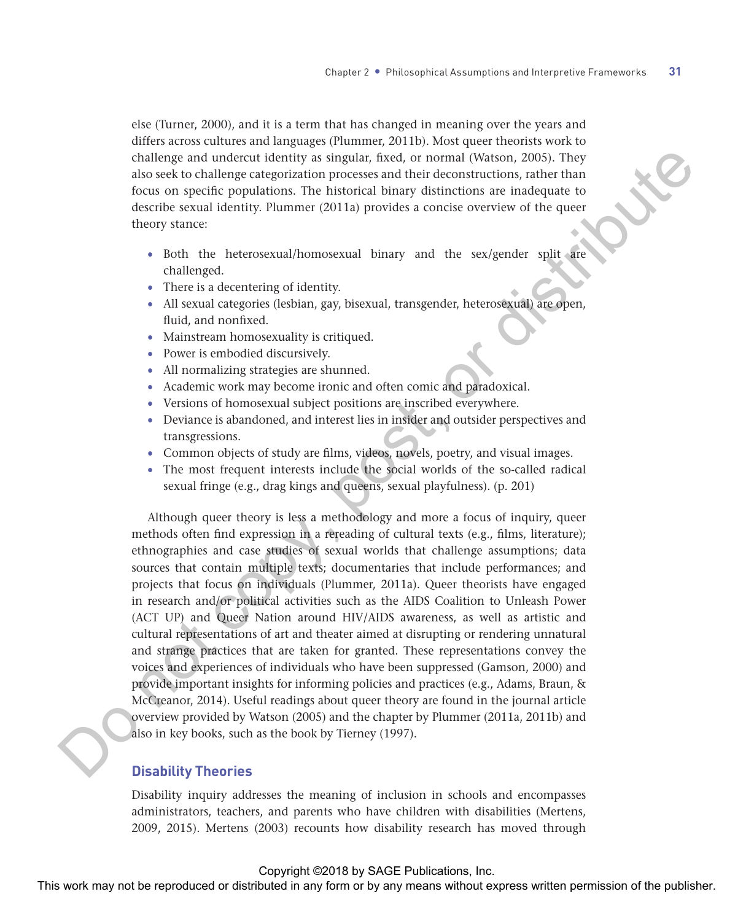else (Turner, 2000), and it is a term that has changed in meaning over the years and differs across cultures and languages (Plummer, 2011b). Most queer theorists work to challenge and undercut identity as singular, fixed, or normal (Watson, 2005). They also seek to challenge categorization processes and their deconstructions, rather than focus on specific populations. The historical binary distinctions are inadequate to describe sexual identity. Plummer (2011a) provides a concise overview of the queer theory stance:

- Both the heterosexual/homosexual binary and the sex/gender split are challenged.
- There is a decentering of identity.
- All sexual categories (lesbian, gay, bisexual, transgender, heterosexual) are open, fluid, and nonfixed.
- Mainstream homosexuality is critiqued.
- Power is embodied discursively.
- All normalizing strategies are shunned.
- Academic work may become ironic and often comic and paradoxical.
- Versions of homosexual subject positions are inscribed everywhere.
- Deviance is abandoned, and interest lies in insider and outsider perspectives and transgressions.
- Common objects of study are films, videos, novels, poetry, and visual images.
- The most frequent interests include the social worlds of the so-called radical sexual fringe (e.g., drag kings and queens, sexual playfulness). (p. 201)

Although queer theory is less a methodology and more a focus of inquiry, queer methods often find expression in a rereading of cultural texts (e.g., films, literature); ethnographies and case studies of sexual worlds that challenge assumptions; data sources that contain multiple texts; documentaries that include performances; and projects that focus on individuals (Plummer, 2011a). Queer theorists have engaged in research and/or political activities such as the AIDS Coalition to Unleash Power (ACT UP) and Queer Nation around HIV/AIDS awareness, as well as artistic and cultural representations of art and theater aimed at disrupting or rendering unnatural and strange practices that are taken for granted. These representations convey the voices and experiences of individuals who have been suppressed (Gamson, 2000) and provide important insights for informing policies and practices (e.g., Adams, Braun, & McCreanor, 2014). Useful readings about queer theory are found in the journal article overview provided by Watson (2005) and the chapter by Plummer (2011a, 2011b) and also in key books, such as the book by Tierney (1997).

### Disability Theories

Disability inquiry addresses the meaning of inclusion in schools and encompasses administrators, teachers, and parents who have children with disabilities (Mertens, 2009, 2015). Mertens (2003) recounts how disability research has moved through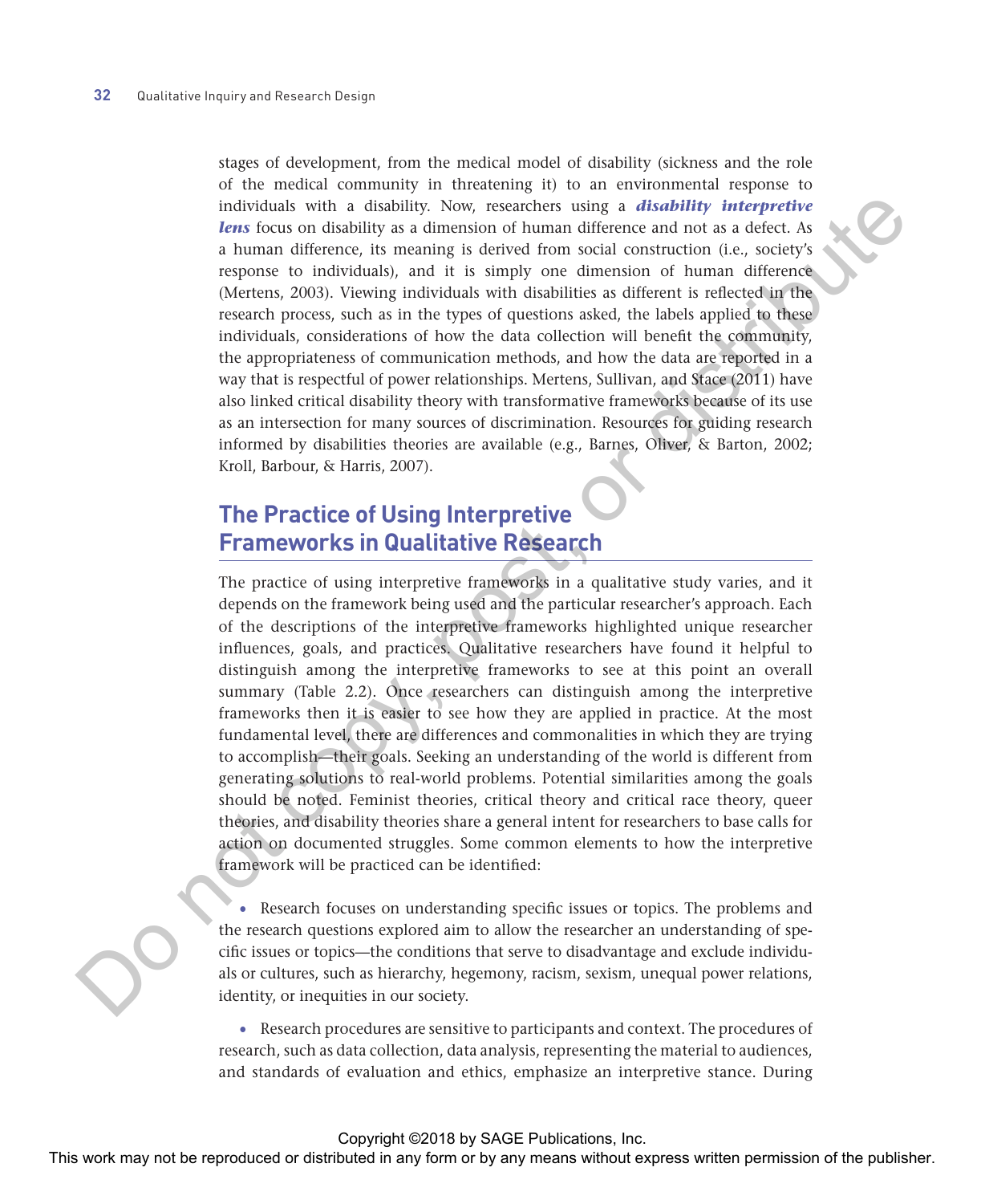stages of development, from the medical model of disability (sickness and the role of the medical community in threatening it) to an environmental response to individuals with a disability. Now, researchers using a ***disability interpretive lens*** focus on disability as a dimension of human difference and not as a defect. As a human difference, its meaning is derived from social construction (i.e., society's response to individuals), and it is simply one dimension of human difference (Mertens, 2003). Viewing individuals with disabilities as different is reflected in the research process, such as in the types of questions asked, the labels applied to these individuals, considerations of how the data collection will benefit the community, the appropriateness of communication methods, and how the data are reported in a way that is respectful of power relationships. Mertens, Sullivan, and Stace (2011) have also linked critical disability theory with transformative frameworks because of its use as an intersection for many sources of discrimination. Resources for guiding research informed by disabilities theories are available (e.g., Barnes, Oliver, & Barton, 2002; Kroll, Barbour, & Harris, 2007).

## The Practice of Using Interpretive Frameworks in Qualitative Research

The practice of using interpretive frameworks in a qualitative study varies, and it depends on the framework being used and the particular researcher's approach. Each of the descriptions of the interpretive frameworks highlighted unique researcher influences, goals, and practices. Qualitative researchers have found it helpful to distinguish among the interpretive frameworks to see at this point an overall summary (Table 2.2). Once researchers can distinguish among the interpretive frameworks then it is easier to see how they are applied in practice. At the most fundamental level, there are differences and commonalities in which they are trying to accomplish—their goals. Seeking an understanding of the world is different from generating solutions to real-world problems. Potential similarities among the goals should be noted. Feminist theories, critical theory and critical race theory, queer theories, and disability theories share a general intent for researchers to base calls for action on documented struggles. Some common elements to how the interpretive framework will be practiced can be identified:

- Research focuses on understanding specific issues or topics. The problems and the research questions explored aim to allow the researcher an understanding of specific issues or topics—the conditions that serve to disadvantage and exclude individuals or cultures, such as hierarchy, hegemony, racism, sexism, unequal power relations, identity, or inequities in our society.

- Research procedures are sensitive to participants and context. The procedures of research, such as data collection, data analysis, representing the material to audiences, and standards of evaluation and ethics, emphasize an interpretive stance. During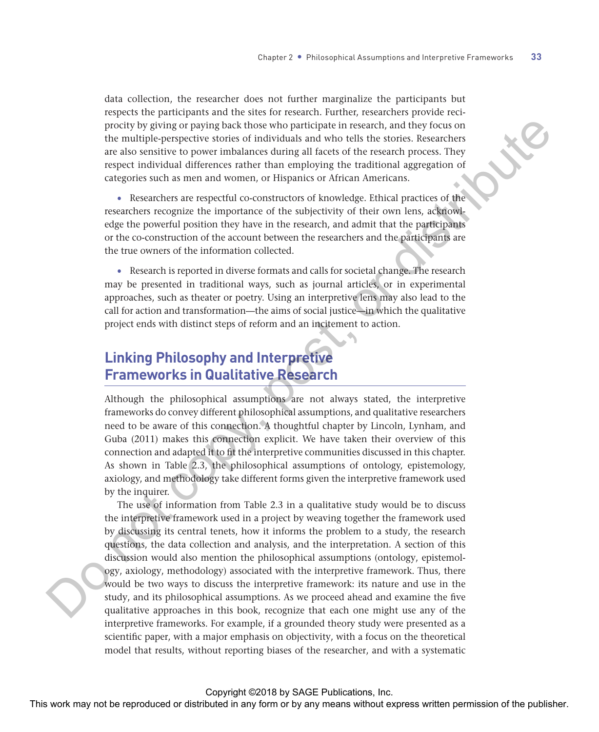data collection, the researcher does not further marginalize the participants but respects the participants and the sites for research. Further, researchers provide reciprocity by giving or paying back those who participate in research, and they focus on the multiple-perspective stories of individuals and who tells the stories. Researchers are also sensitive to power imbalances during all facets of the research process. They respect individual differences rather than employing the traditional aggregation of categories such as men and women, or Hispanics or African Americans.

- Researchers are respectful co-constructors of knowledge. Ethical practices of the researchers recognize the importance of the subjectivity of their own lens, acknowledge the powerful position they have in the research, and admit that the participants or the co-construction of the account between the researchers and the participants are the true owners of the information collected.

- Research is reported in diverse formats and calls for societal change. The research may be presented in traditional ways, such as journal articles, or in experimental approaches, such as theater or poetry. Using an interpretive lens may also lead to the call for action and transformation—the aims of social justice—in which the qualitative project ends with distinct steps of reform and an incitement to action.

## Linking Philosophy and Interpretive Frameworks in Qualitative Research

Although the philosophical assumptions are not always stated, the interpretive frameworks do convey different philosophical assumptions, and qualitative researchers need to be aware of this connection. A thoughtful chapter by Lincoln, Lynham, and Guba (2011) makes this connection explicit. We have taken their overview of this connection and adapted it to fit the interpretive communities discussed in this chapter. As shown in Table 2.3, the philosophical assumptions of ontology, epistemology, axiology, and methodology take different forms given the interpretive framework used by the inquirer.

The use of information from Table 2.3 in a qualitative study would be to discuss the interpretive framework used in a project by weaving together the framework used by discussing its central tenets, how it informs the problem to a study, the research questions, the data collection and analysis, and the interpretation. A section of this discussion would also mention the philosophical assumptions (ontology, epistemology, axiology, methodology) associated with the interpretive framework. Thus, there would be two ways to discuss the interpretive framework: its nature and use in the study, and its philosophical assumptions. As we proceed ahead and examine the five qualitative approaches in this book, recognize that each one might use any of the interpretive frameworks. For example, if a grounded theory study were presented as a scientific paper, with a major emphasis on objectivity, with a focus on the theoretical model that results, without reporting biases of the researcher, and with a systematic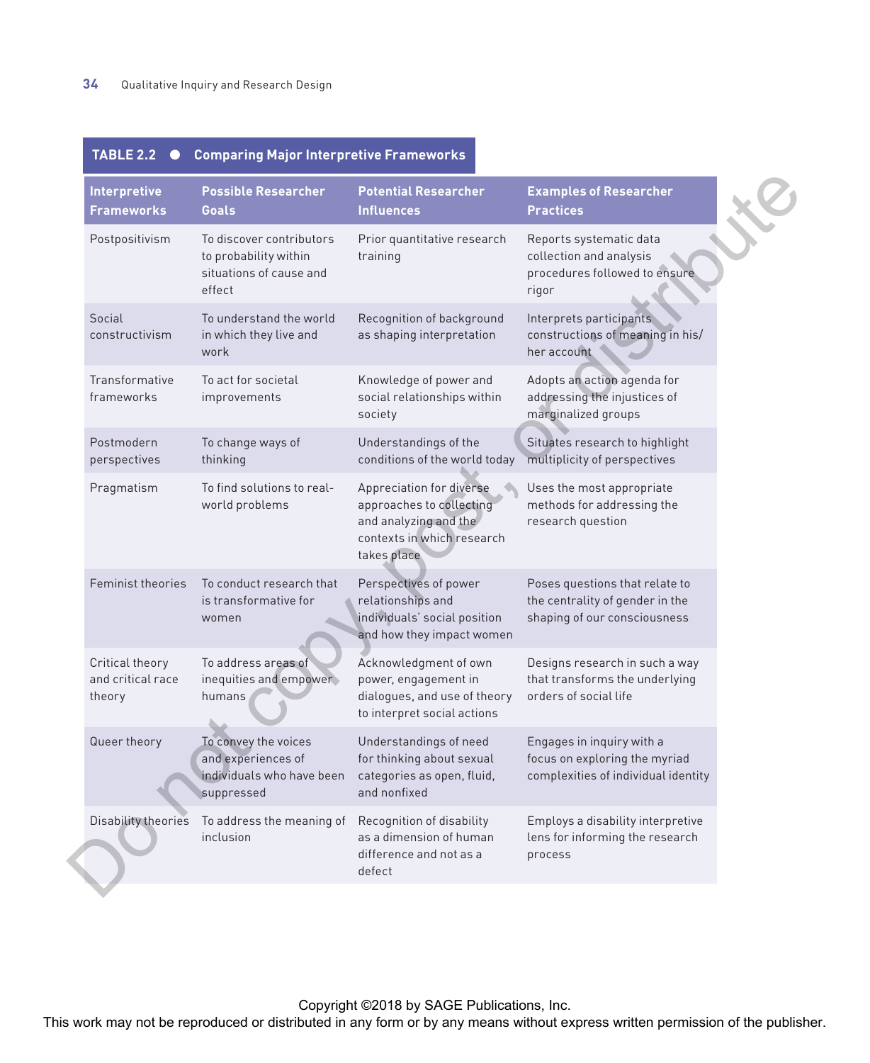**TABLE 2.2 ● Comparing Major Interpretive Frameworks**

| Interpretive Frameworks | Possible Researcher Goals | Potential Researcher Influences | Examples of Researcher Practices |
|---|---|---|---|
| Postpositivism | To discover contributors to probability within situations of cause and effect | Prior quantitative research training | Reports systematic data collection and analysis procedures followed to ensure rigor |
| Social constructivism | To understand the world in which they live and work | Recognition of background as shaping interpretation | Interprets participants constructions of meaning in his/her account |
| Transformative frameworks | To act for societal improvements | Knowledge of power and social relationships within society | Adopts an action agenda for addressing the injustices of marginalized groups |
| Postmodern perspectives | To change ways of thinking | Understandings of the conditions of the world today | Situates research to highlight multiplicity of perspectives |
| Pragmatism | To find solutions to real-world problems | Appreciation for diverse approaches to collecting and analyzing and the contexts in which research takes place | Uses the most appropriate methods for addressing the research question |
| Feminist theories | To conduct research that is transformative for women | Perspectives of power relationships and individuals' social position and how they impact women | Poses questions that relate to the centrality of gender in the shaping of our consciousness |
| Critical theory and critical race theory | To address areas of inequities and empower humans | Acknowledgment of own power, engagement in dialogues, and use of theory to interpret social actions | Designs research in such a way that transforms the underlying orders of social life |
| Queer theory | To convey the voices and experiences of individuals who have been suppressed | Understandings of need for thinking about sexual categories as open, fluid, and nonfixed | Engages in inquiry with a focus on exploring the myriad complexities of individual identity |
| Disability theories | To address the meaning of inclusion | Recognition of disability as a dimension of human difference and not as a defect | Employs a disability interpretive lens for informing the research process |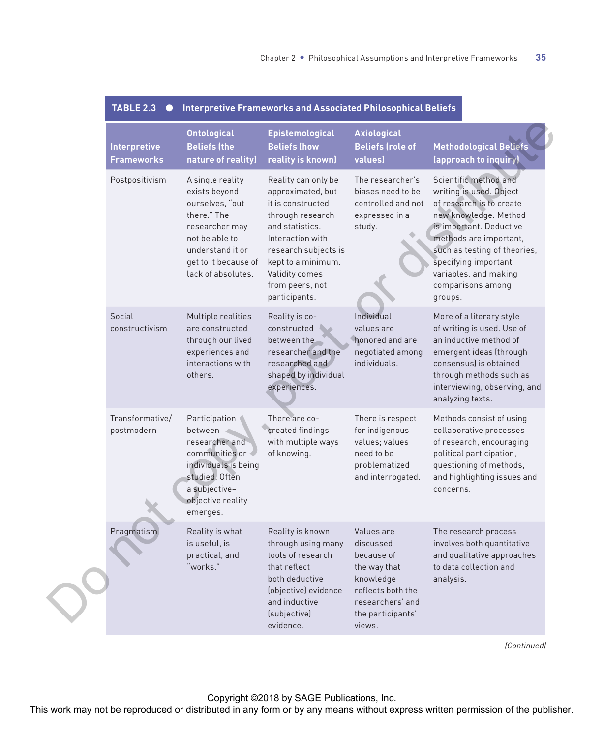**TABLE 2.3 ● Interpretive Frameworks and Associated Philosophical Beliefs**

| Interpretive Frameworks | Ontological Beliefs (the nature of reality) | Epistemological Beliefs (how reality is known) | Axiological Beliefs (role of values) | Methodological Beliefs (approach to inquiry) |
|---|---|---|---|---|
| Postpositivism | A single reality exists beyond ourselves, "out there." The researcher may not be able to understand it or get to it because of lack of absolutes. | Reality can only be approximated, but it is constructed through research and statistics. Interaction with research subjects is kept to a minimum. Validity comes from peers, not participants. | The researcher's biases need to be controlled and not expressed in a study. | Scientific method and writing is used. Object of research is to create new knowledge. Method is important. Deductive methods are important, such as testing of theories, specifying important variables, and making comparisons among groups. |
| Social constructivism | Multiple realities are constructed through our lived experiences and interactions with others. | Reality is co-constructed between the researcher and the researched and shaped by individual experiences. | Individual values are honored and are negotiated among individuals. | More of a literary style of writing is used. Use of an inductive method of emergent ideas (through consensus) is obtained through methods such as interviewing, observing, and analyzing texts. |
| Transformative/ postmodern | Participation between researcher and communities or individuals is being studied. Often a subjective–objective reality emerges. | There are co-created findings with multiple ways of knowing. | There is respect for indigenous values; values need to be problematized and interrogated. | Methods consist of using collaborative processes of research, encouraging political participation, questioning of methods, and highlighting issues and concerns. |
| Pragmatism | Reality is what is useful, is practical, and "works." | Reality is known through using many tools of research that reflect both deductive (objective) evidence and inductive (subjective) evidence. | Values are discussed because of the way that knowledge reflects both the researchers' and the participants' views. | The research process involves both quantitative and qualitative approaches to data collection and analysis. |

*(Continued)*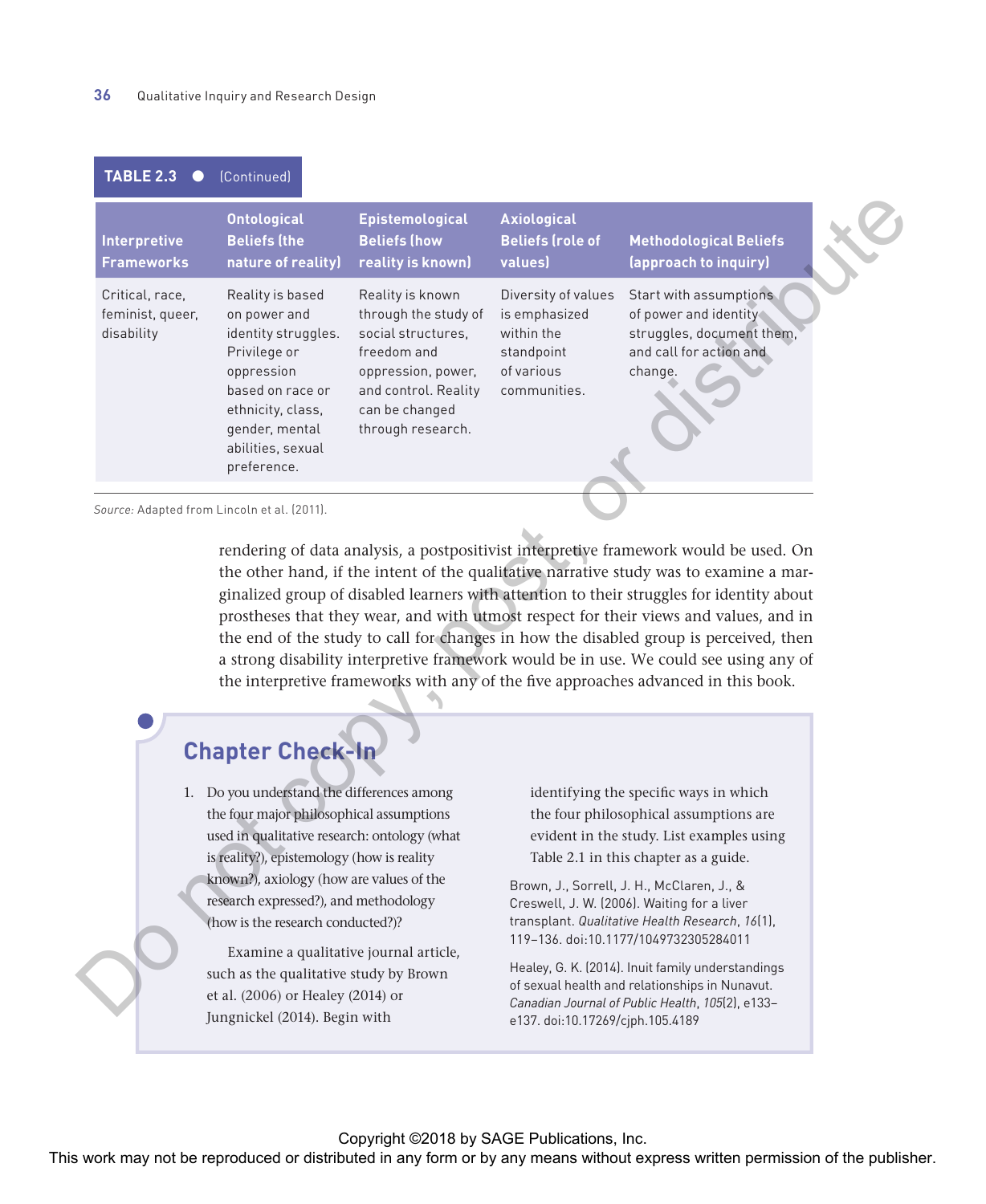**TABLE 2.3 ● (Continued)**

| Interpretive Frameworks | Ontological Beliefs (the nature of reality) | Epistemological Beliefs (how reality is known) | Axiological Beliefs (role of values) | Methodological Beliefs (approach to inquiry) |
|---|---|---|---|---|
| Critical, race, feminist, queer, disability | Reality is based on power and identity struggles. Privilege or oppression based on race or ethnicity, class, gender, mental abilities, sexual preference. | Reality is known through the study of social structures, freedom and oppression, power, and control. Reality can be changed through research. | Diversity of values is emphasized within the standpoint of various communities. | Start with assumptions of power and identity struggles, document them, and call for action and change. |

*Source:* Adapted from Lincoln et al. (2011).

rendering of data analysis, a postpositivist interpretive framework would be used. On the other hand, if the intent of the qualitative narrative study was to examine a marginalized group of disabled learners with attention to their struggles for identity about prostheses that they wear, and with utmost respect for their views and values, and in the end of the study to call for changes in how the disabled group is perceived, then a strong disability interpretive framework would be in use. We could see using any of the interpretive frameworks with any of the five approaches advanced in this book.

## Chapter Check-In

1. Do you understand the differences among the four major philosophical assumptions used in qualitative research: ontology (what is reality?), epistemology (how is reality known?), axiology (how are values of the research expressed?), and methodology (how is the research conducted?)?

   Examine a qualitative journal article, such as the qualitative study by Brown et al. (2006) or Healey (2014) or Jungnickel (2014). Begin with identifying the specific ways in which the four philosophical assumptions are evident in the study. List examples using Table 2.1 in this chapter as a guide.

   Brown, J., Sorrell, J. H., McClaren, J., & Creswell, J. W. (2006). Waiting for a liver transplant. *Qualitative Health Research*, *16*(1), 119–136. doi:10.1177/1049732305284011

   Healey, G. K. (2014). Inuit family understandings of sexual health and relationships in Nunavut. *Canadian Journal of Public Health*, *105*(2), e133–e137. doi:10.17269/cjph.105.4189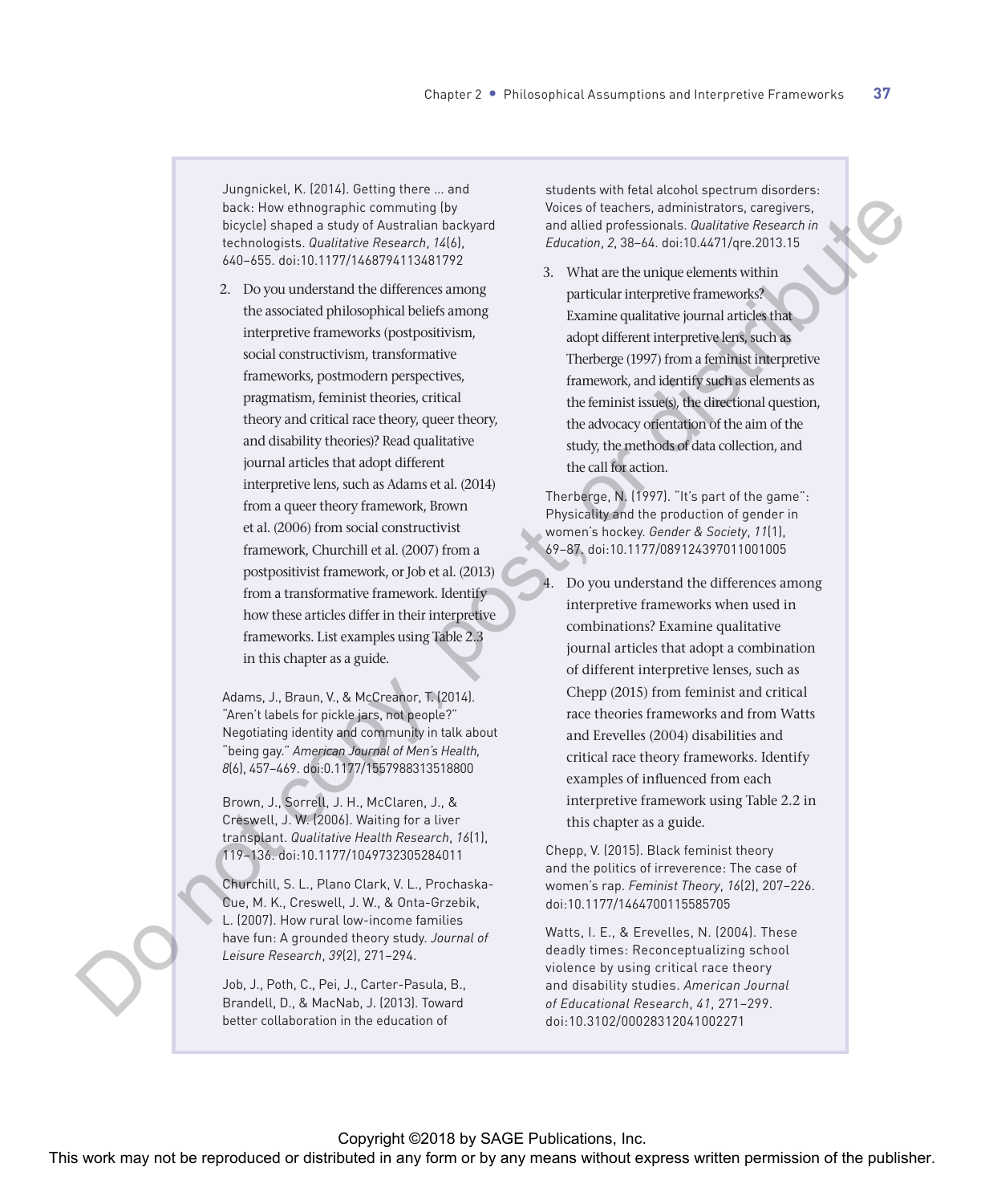Jungnickel, K. (2014). Getting there … and back: How ethnographic commuting (by bicycle) shaped a study of Australian backyard technologists. *Qualitative Research*, *14*(6), 640–655. doi:10.1177/1468794113481792

2. Do you understand the differences among the associated philosophical beliefs among interpretive frameworks (postpositivism, social constructivism, transformative frameworks, postmodern perspectives, pragmatism, feminist theories, critical theory and critical race theory, queer theory, and disability theories)? Read qualitative journal articles that adopt different interpretive lens, such as Adams et al. (2014) from a queer theory framework, Brown et al. (2006) from social constructivist framework, Churchill et al. (2007) from a postpositivist framework, or Job et al. (2013) from a transformative framework. Identify how these articles differ in their interpretive frameworks. List examples using Table 2.3 in this chapter as a guide.

Adams, J., Braun, V., & McCreanor, T. (2014). "Aren't labels for pickle jars, not people?" Negotiating identity and community in talk about "being gay." *American Journal of Men's Health*, *8*(6), 457–469. doi:0.1177/1557988313518800

Brown, J., Sorrell, J. H., McClaren, J., & Creswell, J. W. (2006). Waiting for a liver transplant. *Qualitative Health Research*, *16*(1), 119–136. doi:10.1177/1049732305284011

Churchill, S. L., Plano Clark, V. L., Prochaska-Cue, M. K., Creswell, J. W., & Onta-Grzebik, L. (2007). How rural low-income families have fun: A grounded theory study. *Journal of Leisure Research*, *39*(2), 271–294.

Job, J., Poth, C., Pei, J., Carter-Pasula, B., Brandell, D., & MacNab, J. (2013). Toward better collaboration in the education of students with fetal alcohol spectrum disorders: Voices of teachers, administrators, caregivers, and allied professionals. *Qualitative Research in Education*, *2*, 38–64. doi:10.4471/qre.2013.15

3. What are the unique elements within particular interpretive frameworks? Examine qualitative journal articles that adopt different interpretive lens, such as Therberge (1997) from a feminist interpretive framework, and identify such as elements as the feminist issue(s), the directional question, the advocacy orientation of the aim of the study, the methods of data collection, and the call for action.

Therberge, N. (1997). "It's part of the game": Physicality and the production of gender in women's hockey. *Gender & Society*, *11*(1), 69–87. doi:10.1177/089124397011001005

4. Do you understand the differences among interpretive frameworks when used in combinations? Examine qualitative journal articles that adopt a combination of different interpretive lenses, such as Chepp (2015) from feminist and critical race theories frameworks and from Watts and Erevelles (2004) disabilities and critical race theory frameworks. Identify examples of influenced from each interpretive framework using Table 2.2 in this chapter as a guide.

Chepp, V. (2015). Black feminist theory and the politics of irreverence: The case of women's rap. *Feminist Theory*, *16*(2), 207–226. doi:10.1177/1464700115585705

Watts, I. E., & Erevelles, N. (2004). These deadly times: Reconceptualizing school violence by using critical race theory and disability studies. *American Journal of Educational Research*, *41*, 271–299. doi:10.3102/00028312041002271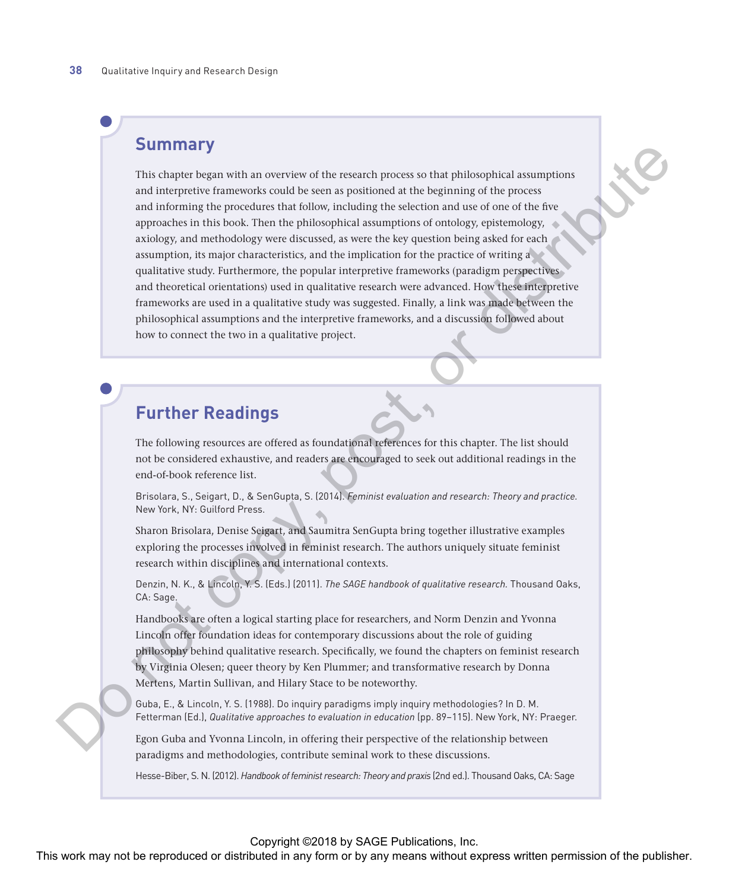## Summary

This chapter began with an overview of the research process so that philosophical assumptions and interpretive frameworks could be seen as positioned at the beginning of the process and informing the procedures that follow, including the selection and use of one of the five approaches in this book. Then the philosophical assumptions of ontology, epistemology, axiology, and methodology were discussed, as were the key question being asked for each assumption, its major characteristics, and the implication for the practice of writing a qualitative study. Furthermore, the popular interpretive frameworks (paradigm perspectives and theoretical orientations) used in qualitative research were advanced. How these interpretive frameworks are used in a qualitative study was suggested. Finally, a link was made between the philosophical assumptions and the interpretive frameworks, and a discussion followed about how to connect the two in a qualitative project.

## Further Readings

The following resources are offered as foundational references for this chapter. The list should not be considered exhaustive, and readers are encouraged to seek out additional readings in the end-of-book reference list.

Brisolara, S., Seigart, D., & SenGupta, S. (2014). *Feminist evaluation and research: Theory and practice.* New York, NY: Guilford Press.

Sharon Brisolara, Denise Seigart, and Saumitra SenGupta bring together illustrative examples exploring the processes involved in feminist research. The authors uniquely situate feminist research within disciplines and international contexts.

Denzin, N. K., & Lincoln, Y. S. (Eds.) (2011). *The SAGE handbook of qualitative research.* Thousand Oaks, CA: Sage.

Handbooks are often a logical starting place for researchers, and Norm Denzin and Yvonna Lincoln offer foundation ideas for contemporary discussions about the role of guiding philosophy behind qualitative research. Specifically, we found the chapters on feminist research by Virginia Olesen; queer theory by Ken Plummer; and transformative research by Donna Mertens, Martin Sullivan, and Hilary Stace to be noteworthy.

Guba, E., & Lincoln, Y. S. (1988). Do inquiry paradigms imply inquiry methodologies? In D. M. Fetterman (Ed.), *Qualitative approaches to evaluation in education* (pp. 89–115). New York, NY: Praeger.

Egon Guba and Yvonna Lincoln, in offering their perspective of the relationship between paradigms and methodologies, contribute seminal work to these discussions.

Hesse-Biber, S. N. (2012). *Handbook of feminist research: Theory and praxis* (2nd ed.). Thousand Oaks, CA: Sage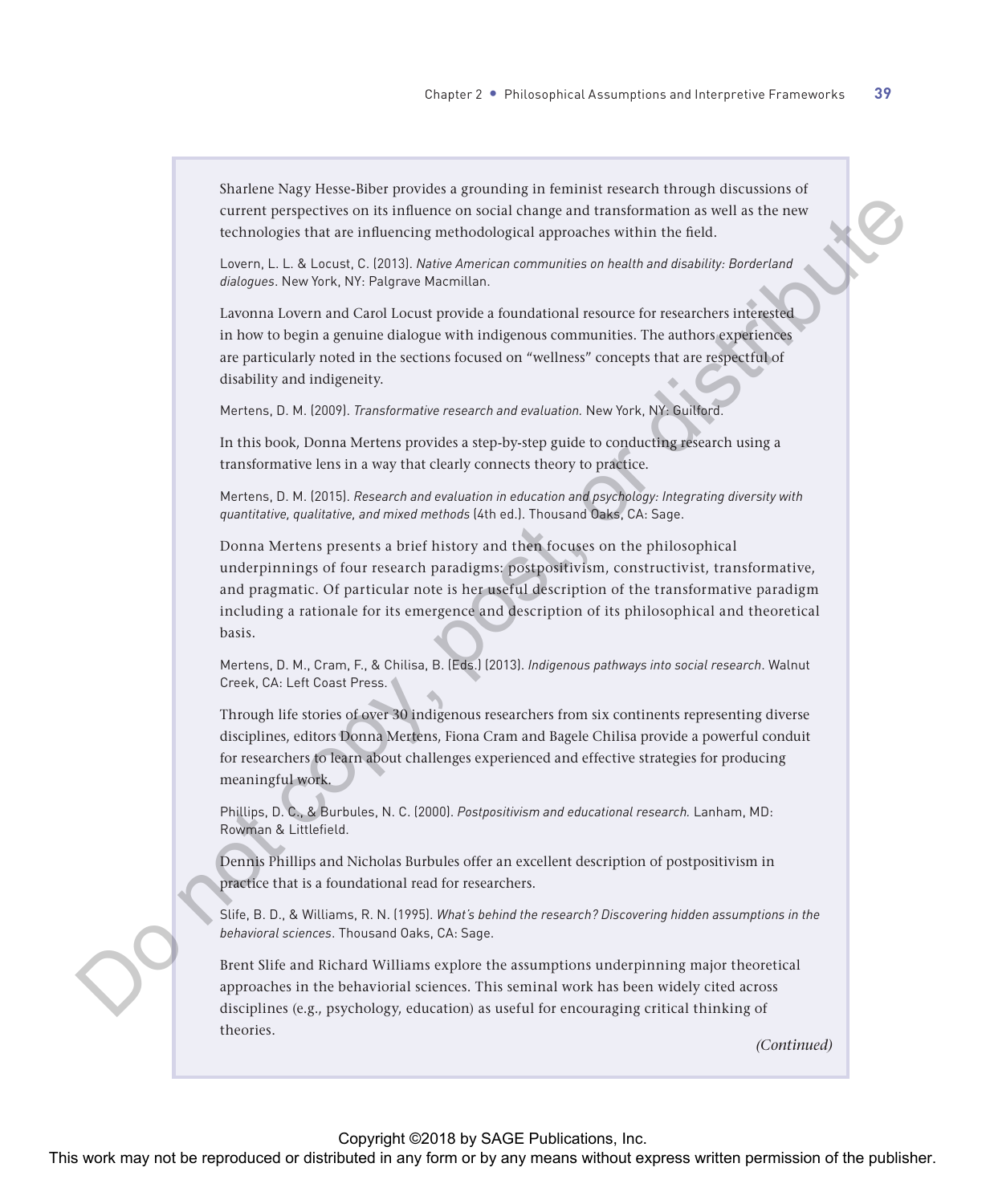Sharlene Nagy Hesse-Biber provides a grounding in feminist research through discussions of current perspectives on its influence on social change and transformation as well as the new technologies that are influencing methodological approaches within the field.

Lovern, L. L. & Locust, C. (2013). *Native American communities on health and disability: Borderland dialogues*. New York, NY: Palgrave Macmillan.

Lavonna Lovern and Carol Locust provide a foundational resource for researchers interested in how to begin a genuine dialogue with indigenous communities. The authors experiences are particularly noted in the sections focused on "wellness" concepts that are respectful of disability and indigeneity.

Mertens, D. M. (2009). *Transformative research and evaluation.* New York, NY: Guilford.

In this book, Donna Mertens provides a step-by-step guide to conducting research using a transformative lens in a way that clearly connects theory to practice.

Mertens, D. M. (2015). *Research and evaluation in education and psychology: Integrating diversity with quantitative, qualitative, and mixed methods* (4th ed.). Thousand Oaks, CA: Sage.

Donna Mertens presents a brief history and then focuses on the philosophical underpinnings of four research paradigms: postpositivism, constructivist, transformative, and pragmatic. Of particular note is her useful description of the transformative paradigm including a rationale for its emergence and description of its philosophical and theoretical basis.

Mertens, D. M., Cram, F., & Chilisa, B. (Eds.) (2013). *Indigenous pathways into social research*. Walnut Creek, CA: Left Coast Press.

Through life stories of over 30 indigenous researchers from six continents representing diverse disciplines, editors Donna Mertens, Fiona Cram and Bagele Chilisa provide a powerful conduit for researchers to learn about challenges experienced and effective strategies for producing meaningful work.

Phillips, D. C., & Burbules, N. C. (2000). *Postpositivism and educational research.* Lanham, MD: Rowman & Littlefield.

Dennis Phillips and Nicholas Burbules offer an excellent description of postpositivism in practice that is a foundational read for researchers.

Slife, B. D., & Williams, R. N. (1995). *What's behind the research? Discovering hidden assumptions in the behavioral sciences*. Thousand Oaks, CA: Sage.

Brent Slife and Richard Williams explore the assumptions underpinning major theoretical approaches in the behaviorial sciences. This seminal work has been widely cited across disciplines (e.g., psychology, education) as useful for encouraging critical thinking of theories.

*(Continued)*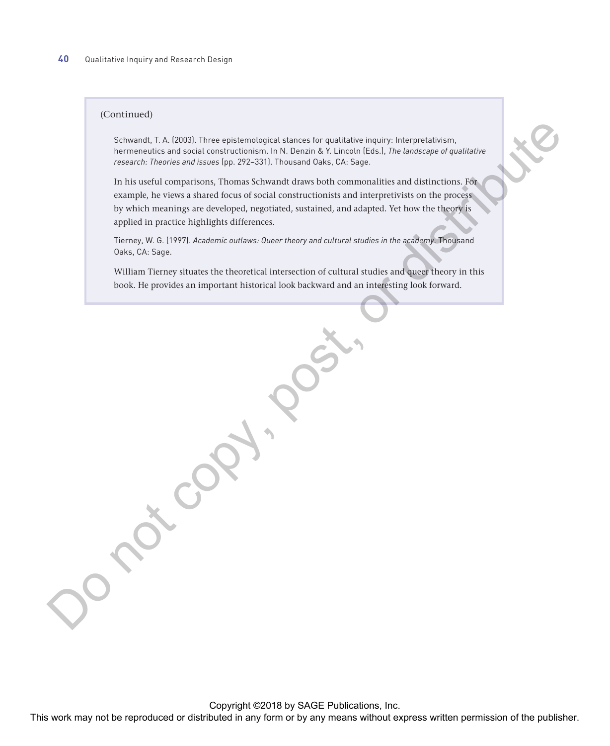(Continued)

Schwandt, T. A. (2003). Three epistemological stances for qualitative inquiry: Interpretativism, hermeneutics and social constructionism. In N. Denzin & Y. Lincoln (Eds.), *The landscape of qualitative research: Theories and issues* (pp. 292–331). Thousand Oaks, CA: Sage.

In his useful comparisons, Thomas Schwandt draws both commonalities and distinctions. For example, he views a shared focus of social constructionists and interpretivists on the process by which meanings are developed, negotiated, sustained, and adapted. Yet how the theory is applied in practice highlights differences.

Tierney, W. G. (1997). *Academic outlaws: Queer theory and cultural studies in the academy*. Thousand Oaks, CA: Sage.

William Tierney situates the theoretical intersection of cultural studies and queer theory in this book. He provides an important historical look backward and an interesting look forward.